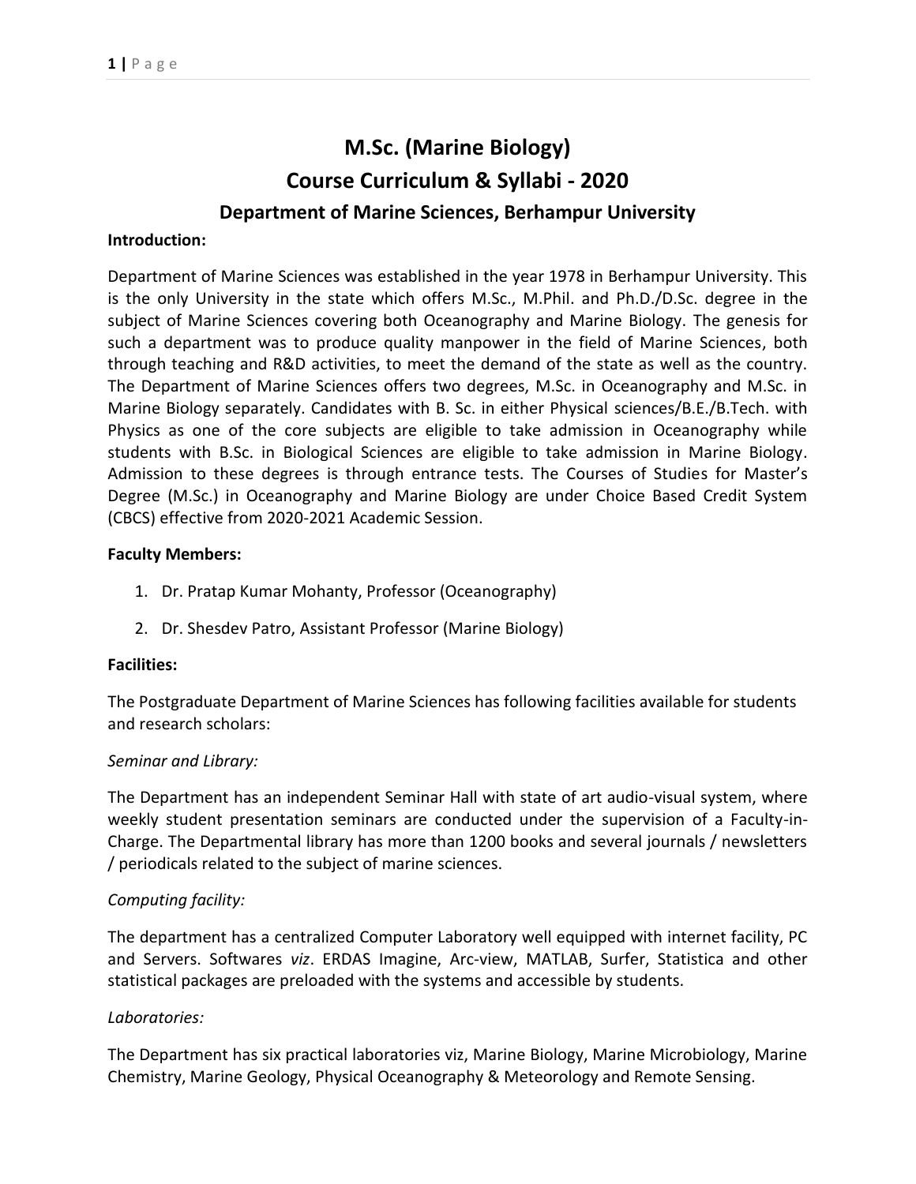# M.Sc. (Marine Biology)
# Course Curriculum & Syllabi - 2020
## Department of Marine Sciences, Berhampur University

**Introduction:**

Department of Marine Sciences was established in the year 1978 in Berhampur University. This is the only University in the state which offers M.Sc., M.Phil. and Ph.D./D.Sc. degree in the subject of Marine Sciences covering both Oceanography and Marine Biology. The genesis for such a department was to produce quality manpower in the field of Marine Sciences, both through teaching and R&D activities, to meet the demand of the state as well as the country. The Department of Marine Sciences offers two degrees, M.Sc. in Oceanography and M.Sc. in Marine Biology separately. Candidates with B. Sc. in either Physical sciences/B.E./B.Tech. with Physics as one of the core subjects are eligible to take admission in Oceanography while students with B.Sc. in Biological Sciences are eligible to take admission in Marine Biology. Admission to these degrees is through entrance tests. The Courses of Studies for Master's Degree (M.Sc.) in Oceanography and Marine Biology are under Choice Based Credit System (CBCS) effective from 2020-2021 Academic Session.

**Faculty Members:**

1. Dr. Pratap Kumar Mohanty, Professor (Oceanography)
2. Dr. Shesdev Patro, Assistant Professor (Marine Biology)

**Facilities:**

The Postgraduate Department of Marine Sciences has following facilities available for students and research scholars:

*Seminar and Library:*

The Department has an independent Seminar Hall with state of art audio-visual system, where weekly student presentation seminars are conducted under the supervision of a Faculty-in-Charge. The Departmental library has more than 1200 books and several journals / newsletters / periodicals related to the subject of marine sciences.

*Computing facility:*

The department has a centralized Computer Laboratory well equipped with internet facility, PC and Servers. Softwares *viz*. ERDAS Imagine, Arc-view, MATLAB, Surfer, Statistica and other statistical packages are preloaded with the systems and accessible by students.

*Laboratories:*

The Department has six practical laboratories viz, Marine Biology, Marine Microbiology, Marine Chemistry, Marine Geology, Physical Oceanography & Meteorology and Remote Sensing.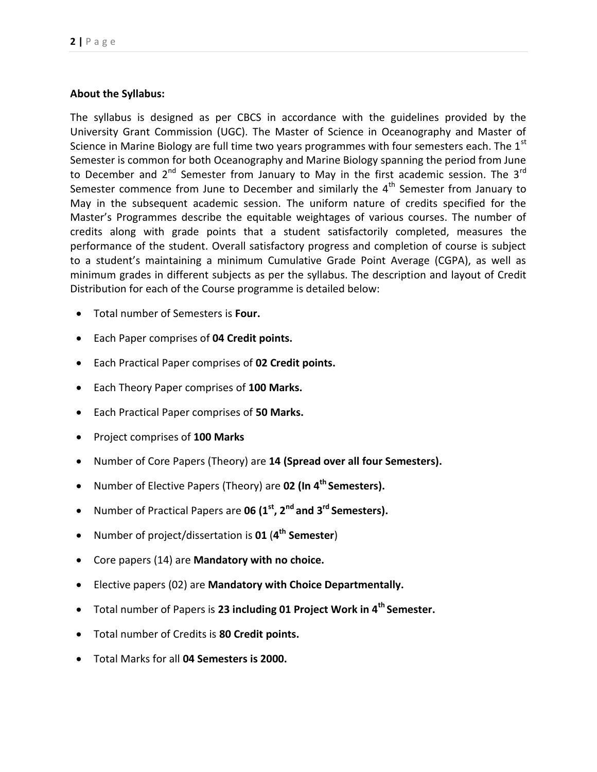**About the Syllabus:**

The syllabus is designed as per CBCS in accordance with the guidelines provided by the University Grant Commission (UGC). The Master of Science in Oceanography and Master of Science in Marine Biology are full time two years programmes with four semesters each. The 1st Semester is common for both Oceanography and Marine Biology spanning the period from June to December and 2nd Semester from January to May in the first academic session. The 3rd Semester commence from June to December and similarly the 4th Semester from January to May in the subsequent academic session. The uniform nature of credits specified for the Master's Programmes describe the equitable weightages of various courses. The number of credits along with grade points that a student satisfactorily completed, measures the performance of the student. Overall satisfactory progress and completion of course is subject to a student's maintaining a minimum Cumulative Grade Point Average (CGPA), as well as minimum grades in different subjects as per the syllabus. The description and layout of Credit Distribution for each of the Course programme is detailed below:

- Total number of Semesters is **Four.**
- Each Paper comprises of **04 Credit points.**
- Each Practical Paper comprises of **02 Credit points.**
- Each Theory Paper comprises of **100 Marks.**
- Each Practical Paper comprises of **50 Marks.**
- Project comprises of **100 Marks**
- Number of Core Papers (Theory) are **14 (Spread over all four Semesters).**
- Number of Elective Papers (Theory) are **02 (In 4th Semesters).**
- Number of Practical Papers are **06 (1st, 2nd and 3rd Semesters).**
- Number of project/dissertation is **01** (**4th Semester**)
- Core papers (14) are **Mandatory with no choice.**
- Elective papers (02) are **Mandatory with Choice Departmentally.**
- Total number of Papers is **23 including 01 Project Work in 4th Semester.**
- Total number of Credits is **80 Credit points.**
- Total Marks for all **04 Semesters is 2000.**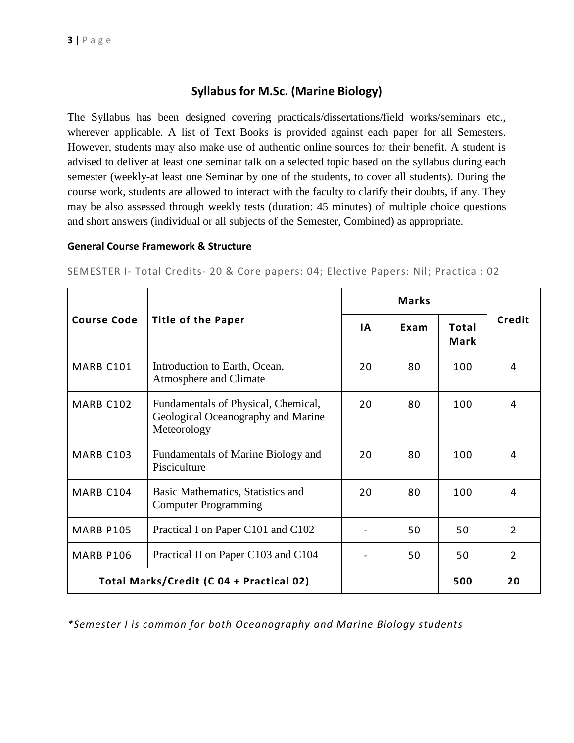## Syllabus for M.Sc. (Marine Biology)

The Syllabus has been designed covering practicals/dissertations/field works/seminars etc., wherever applicable. A list of Text Books is provided against each paper for all Semesters. However, students may also make use of authentic online sources for their benefit. A student is advised to deliver at least one seminar talk on a selected topic based on the syllabus during each semester (weekly-at least one Seminar by one of the students, to cover all students). During the course work, students are allowed to interact with the faculty to clarify their doubts, if any. They may be also assessed through weekly tests (duration: 45 minutes) of multiple choice questions and short answers (individual or all subjects of the Semester, Combined) as appropriate.

### General Course Framework & Structure

SEMESTER I- Total Credits- 20 & Core papers: 04; Elective Papers: Nil; Practical: 02

| Course Code | Title of the Paper | Marks | | | Credit |
|---|---|---|---|---|---|
| | | IA | Exam | Total Mark | |
| MARB C101 | Introduction to Earth, Ocean, Atmosphere and Climate | 20 | 80 | 100 | 4 |
| MARB C102 | Fundamentals of Physical, Chemical, Geological Oceanography and Marine Meteorology | 20 | 80 | 100 | 4 |
| MARB C103 | Fundamentals of Marine Biology and Pisciculture | 20 | 80 | 100 | 4 |
| MARB C104 | Basic Mathematics, Statistics and Computer Programming | 20 | 80 | 100 | 4 |
| MARB P105 | Practical I on Paper C101 and C102 | - | 50 | 50 | 2 |
| MARB P106 | Practical II on Paper C103 and C104 | - | 50 | 50 | 2 |
| **Total Marks/Credit (C 04 + Practical 02)** | | | | **500** | **20** |

*\*Semester I is common for both Oceanography and Marine Biology students*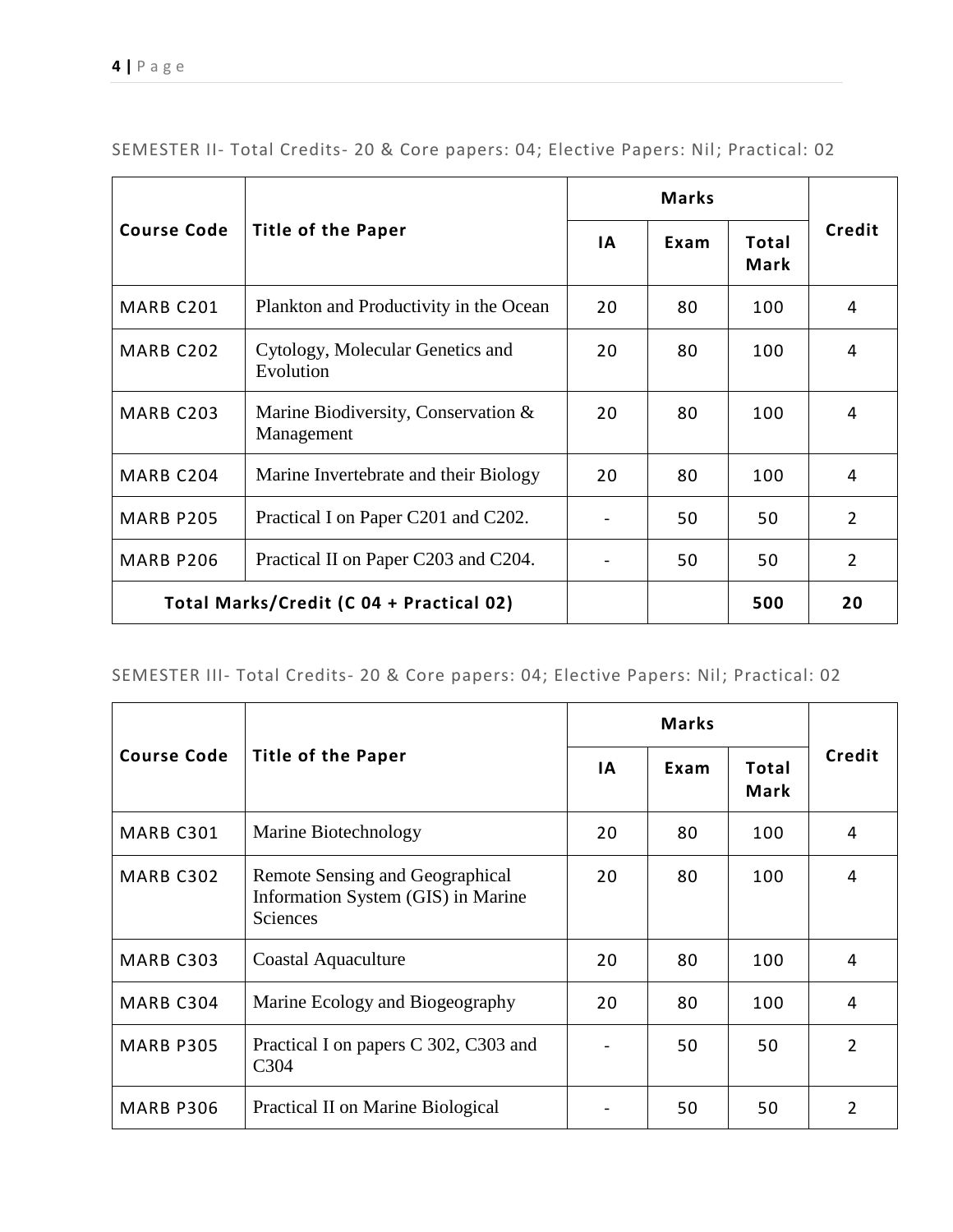SEMESTER II- Total Credits- 20 & Core papers: 04; Elective Papers: Nil; Practical: 02

| Course Code | Title of the Paper | Marks | | | Credit |
|---|---|---|---|---|---|
| | | IA | Exam | Total Mark | |
| MARB C201 | Plankton and Productivity in the Ocean | 20 | 80 | 100 | 4 |
| MARB C202 | Cytology, Molecular Genetics and Evolution | 20 | 80 | 100 | 4 |
| MARB C203 | Marine Biodiversity, Conservation & Management | 20 | 80 | 100 | 4 |
| MARB C204 | Marine Invertebrate and their Biology | 20 | 80 | 100 | 4 |
| MARB P205 | Practical I on Paper C201 and C202. | - | 50 | 50 | 2 |
| MARB P206 | Practical II on Paper C203 and C204. | - | 50 | 50 | 2 |
| **Total Marks/Credit (C 04 + Practical 02)** | | | | **500** | **20** |

SEMESTER III- Total Credits- 20 & Core papers: 04; Elective Papers: Nil; Practical: 02

| Course Code | Title of the Paper | Marks | | | Credit |
|---|---|---|---|---|---|
| | | IA | Exam | Total Mark | |
| MARB C301 | Marine Biotechnology | 20 | 80 | 100 | 4 |
| MARB C302 | Remote Sensing and Geographical Information System (GIS) in Marine Sciences | 20 | 80 | 100 | 4 |
| MARB C303 | Coastal Aquaculture | 20 | 80 | 100 | 4 |
| MARB C304 | Marine Ecology and Biogeography | 20 | 80 | 100 | 4 |
| MARB P305 | Practical I on papers C 302, C303 and C304 | - | 50 | 50 | 2 |
| MARB P306 | Practical II on Marine Biological | - | 50 | 50 | 2 |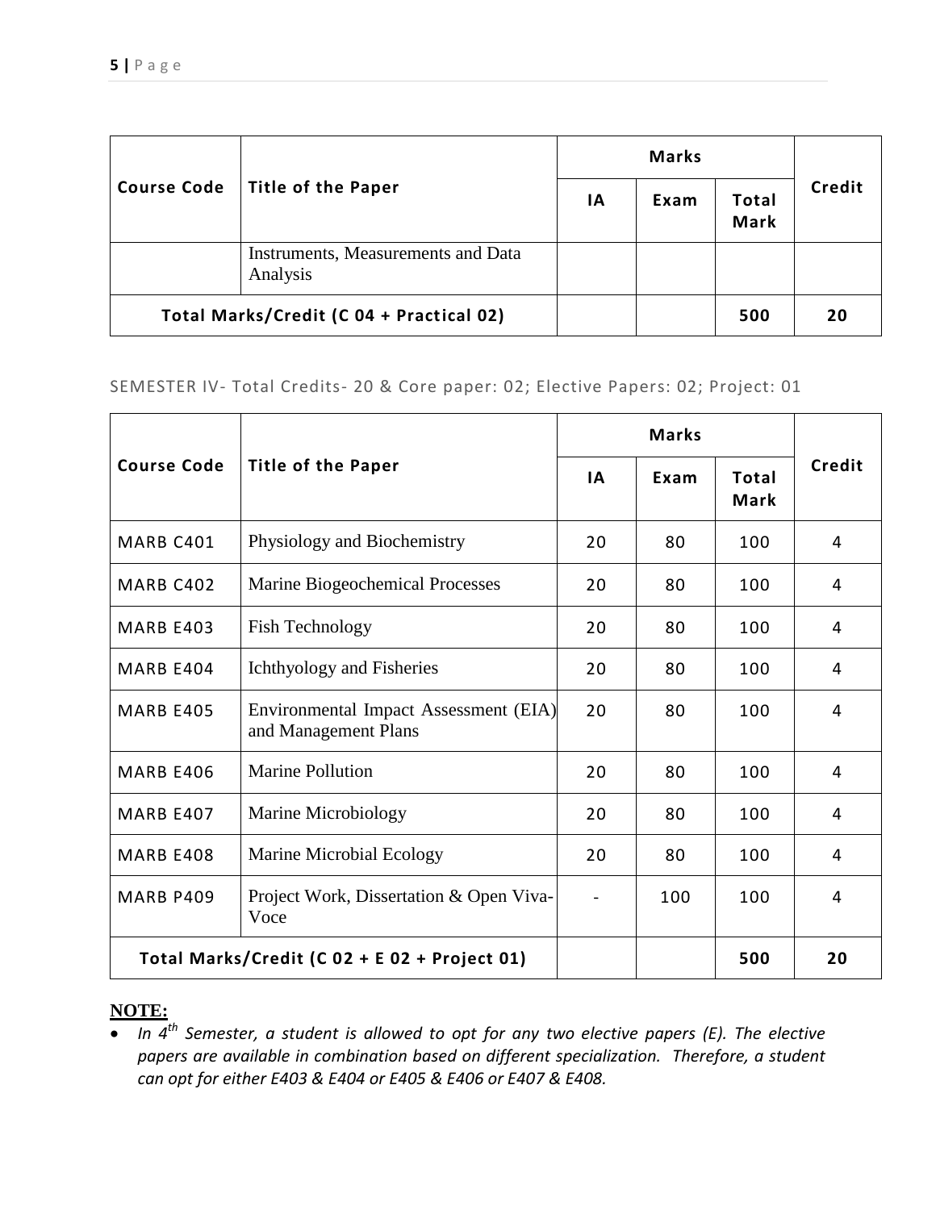| Course Code | Title of the Paper | Marks | | | Credit |
|---|---|---|---|---|---|
| | | IA | Exam | Total Mark | |
| | Instruments, Measurements and Data Analysis | | | | |
| Total Marks/Credit (C 04 + Practical 02) | | | | 500 | 20 |

SEMESTER IV- Total Credits- 20 & Core paper: 02; Elective Papers: 02; Project: 01

| Course Code | Title of the Paper | Marks | | | Credit |
|---|---|---|---|---|---|
| | | IA | Exam | Total Mark | |
| MARB C401 | Physiology and Biochemistry | 20 | 80 | 100 | 4 |
| MARB C402 | Marine Biogeochemical Processes | 20 | 80 | 100 | 4 |
| MARB E403 | Fish Technology | 20 | 80 | 100 | 4 |
| MARB E404 | Ichthyology and Fisheries | 20 | 80 | 100 | 4 |
| MARB E405 | Environmental Impact Assessment (EIA) and Management Plans | 20 | 80 | 100 | 4 |
| MARB E406 | Marine Pollution | 20 | 80 | 100 | 4 |
| MARB E407 | Marine Microbiology | 20 | 80 | 100 | 4 |
| MARB E408 | Marine Microbial Ecology | 20 | 80 | 100 | 4 |
| MARB P409 | Project Work, Dissertation & Open Viva-Voce | - | 100 | 100 | 4 |
| Total Marks/Credit (C 02 + E 02 + Project 01) | | | | 500 | 20 |

**NOTE:**

- *In 4th Semester, a student is allowed to opt for any two elective papers (E). The elective papers are available in combination based on different specialization. Therefore, a student can opt for either E403 & E404 or E405 & E406 or E407 & E408.*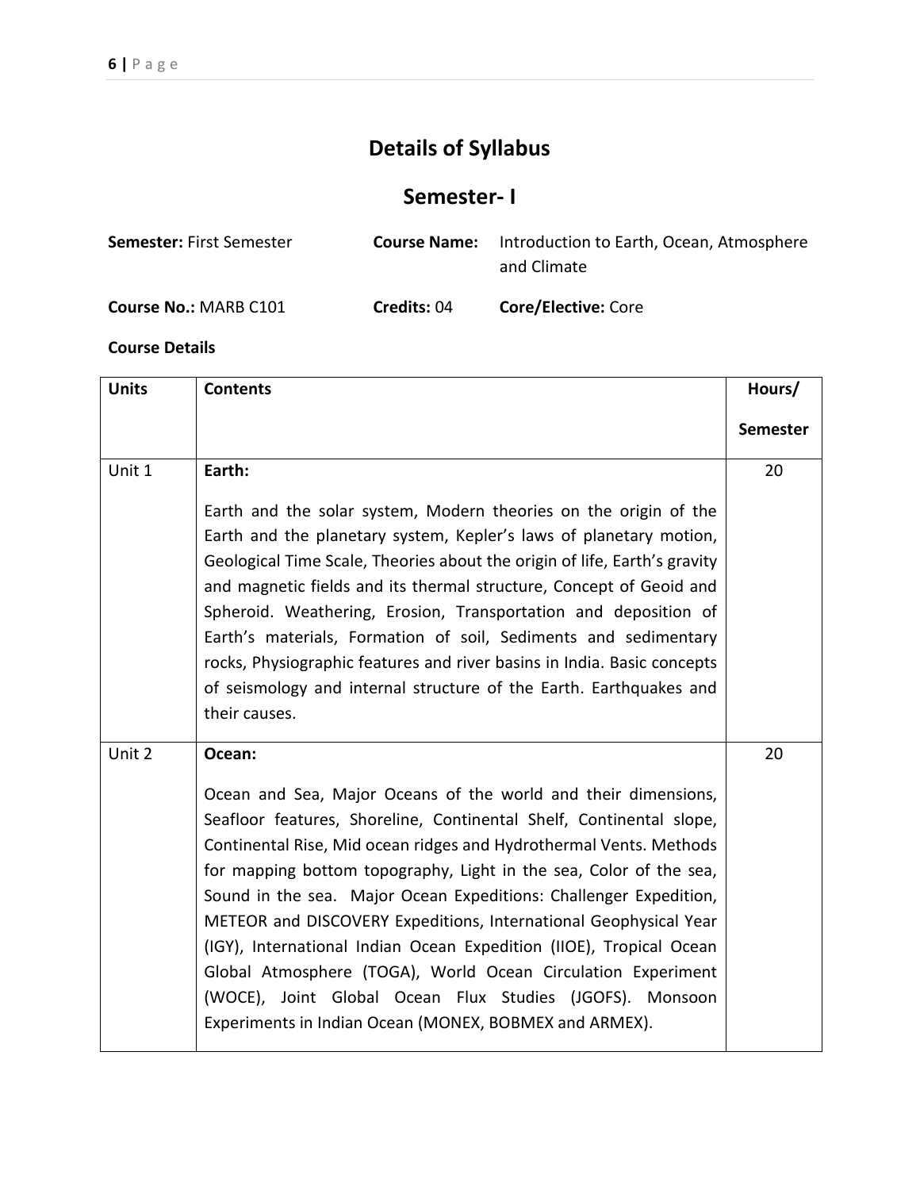# Details of Syllabus

## Semester- I

**Semester:** First Semester **Course Name:** Introduction to Earth, Ocean, Atmosphere and Climate

**Course No.:** MARB C101 **Credits:** 04 **Core/Elective:** Core

**Course Details**

| Units | Contents | Hours/ Semester |
|---|---|---|
| Unit 1 | **Earth:** Earth and the solar system, Modern theories on the origin of the Earth and the planetary system, Kepler's laws of planetary motion, Geological Time Scale, Theories about the origin of life, Earth's gravity and magnetic fields and its thermal structure, Concept of Geoid and Spheroid. Weathering, Erosion, Transportation and deposition of Earth's materials, Formation of soil, Sediments and sedimentary rocks, Physiographic features and river basins in India. Basic concepts of seismology and internal structure of the Earth. Earthquakes and their causes. | 20 |
| Unit 2 | **Ocean:** Ocean and Sea, Major Oceans of the world and their dimensions, Seafloor features, Shoreline, Continental Shelf, Continental slope, Continental Rise, Mid ocean ridges and Hydrothermal Vents. Methods for mapping bottom topography, Light in the sea, Color of the sea, Sound in the sea. Major Ocean Expeditions: Challenger Expedition, METEOR and DISCOVERY Expeditions, International Geophysical Year (IGY), International Indian Ocean Expedition (IIOE), Tropical Ocean Global Atmosphere (TOGA), World Ocean Circulation Experiment (WOCE), Joint Global Ocean Flux Studies (JGOFS). Monsoon Experiments in Indian Ocean (MONEX, BOBMEX and ARMEX). | 20 |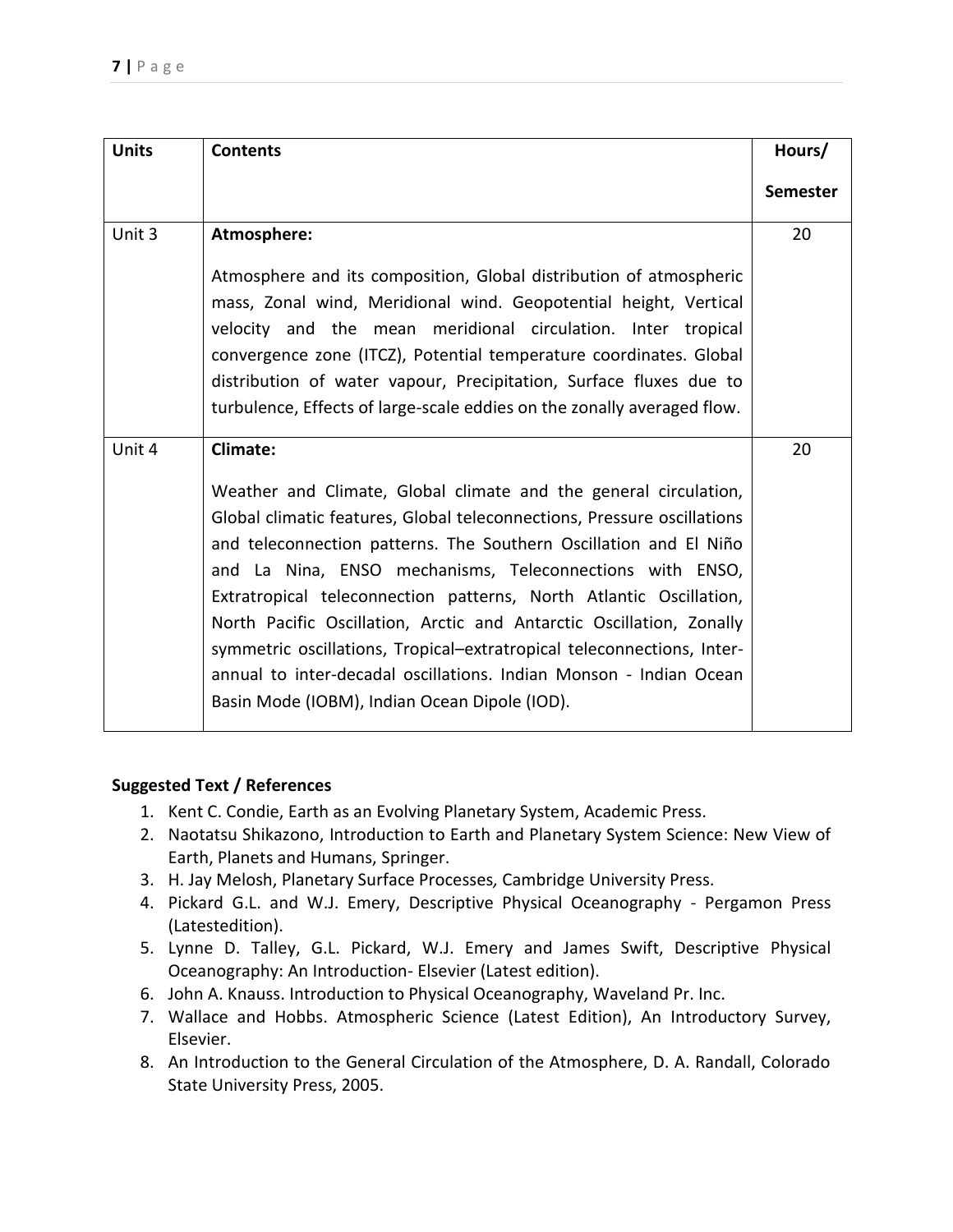| Units | Contents | Hours/ Semester |
|---|---|---|
| Unit 3 | **Atmosphere:** Atmosphere and its composition, Global distribution of atmospheric mass, Zonal wind, Meridional wind. Geopotential height, Vertical velocity and the mean meridional circulation. Inter tropical convergence zone (ITCZ), Potential temperature coordinates. Global distribution of water vapour, Precipitation, Surface fluxes due to turbulence, Effects of large-scale eddies on the zonally averaged flow. | 20 |
| Unit 4 | **Climate:** Weather and Climate, Global climate and the general circulation, Global climatic features, Global teleconnections, Pressure oscillations and teleconnection patterns. The Southern Oscillation and El Niño and La Nina, ENSO mechanisms, Teleconnections with ENSO, Extratropical teleconnection patterns, North Atlantic Oscillation, North Pacific Oscillation, Arctic and Antarctic Oscillation, Zonally symmetric oscillations, Tropical–extratropical teleconnections, Inter-annual to inter-decadal oscillations. Indian Monson - Indian Ocean Basin Mode (IOBM), Indian Ocean Dipole (IOD). | 20 |

**Suggested Text / References**

1. Kent C. Condie, Earth as an Evolving Planetary System, Academic Press.
2. Naotatsu Shikazono, Introduction to Earth and Planetary System Science: New View of Earth, Planets and Humans, Springer.
3. H. Jay Melosh, Planetary Surface Processes, Cambridge University Press.
4. Pickard G.L. and W.J. Emery, Descriptive Physical Oceanography - Pergamon Press (Latestedition).
5. Lynne D. Talley, G.L. Pickard, W.J. Emery and James Swift, Descriptive Physical Oceanography: An Introduction- Elsevier (Latest edition).
6. John A. Knauss. Introduction to Physical Oceanography, Waveland Pr. Inc.
7. Wallace and Hobbs. Atmospheric Science (Latest Edition), An Introductory Survey, Elsevier.
8. An Introduction to the General Circulation of the Atmosphere, D. A. Randall, Colorado State University Press, 2005.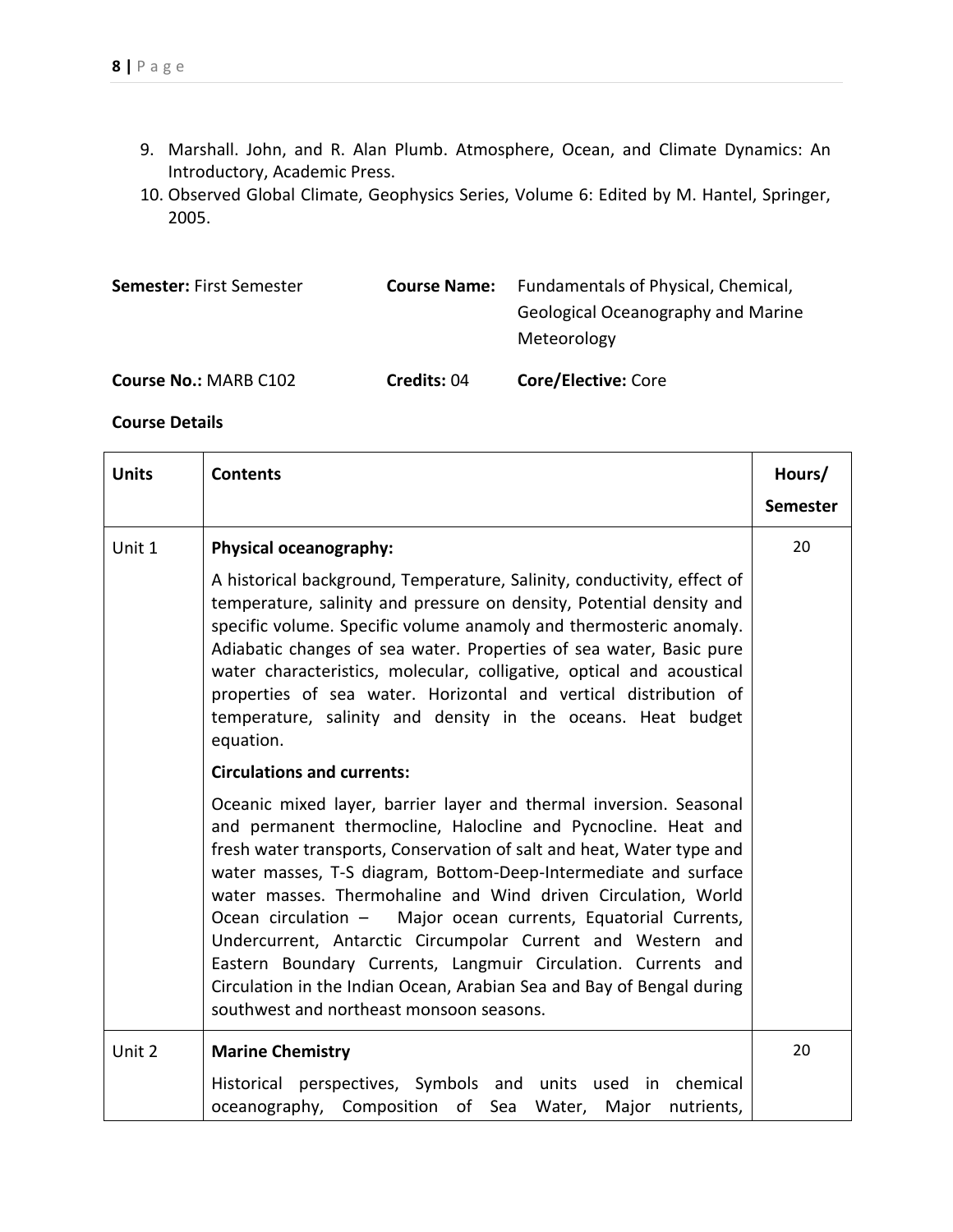9. Marshall. John, and R. Alan Plumb. Atmosphere, Ocean, and Climate Dynamics: An Introductory, Academic Press.
10. Observed Global Climate, Geophysics Series, Volume 6: Edited by M. Hantel, Springer, 2005.

**Semester:** First Semester **Course Name:** Fundamentals of Physical, Chemical, Geological Oceanography and Marine Meteorology

**Course No.:** MARB C102 **Credits:** 04 **Core/Elective:** Core

**Course Details**

| **Units** | **Contents** | **Hours/ Semester** |
|---|---|---|
| Unit 1 | **Physical oceanography:** A historical background, Temperature, Salinity, conductivity, effect of temperature, salinity and pressure on density, Potential density and specific volume. Specific volume anamoly and thermosteric anomaly. Adiabatic changes of sea water. Properties of sea water, Basic pure water characteristics, molecular, colligative, optical and acoustical properties of sea water. Horizontal and vertical distribution of temperature, salinity and density in the oceans. Heat budget equation. **Circulations and currents:** Oceanic mixed layer, barrier layer and thermal inversion. Seasonal and permanent thermocline, Halocline and Pycnocline. Heat and fresh water transports, Conservation of salt and heat, Water type and water masses, T-S diagram, Bottom-Deep-Intermediate and surface water masses. Thermohaline and Wind driven Circulation, World Ocean circulation – Major ocean currents, Equatorial Currents, Undercurrent, Antarctic Circumpolar Current and Western and Eastern Boundary Currents, Langmuir Circulation. Currents and Circulation in the Indian Ocean, Arabian Sea and Bay of Bengal during southwest and northeast monsoon seasons. | 20 |
| Unit 2 | **Marine Chemistry** Historical perspectives, Symbols and units used in chemical oceanography, Composition of Sea Water, Major nutrients, | 20 |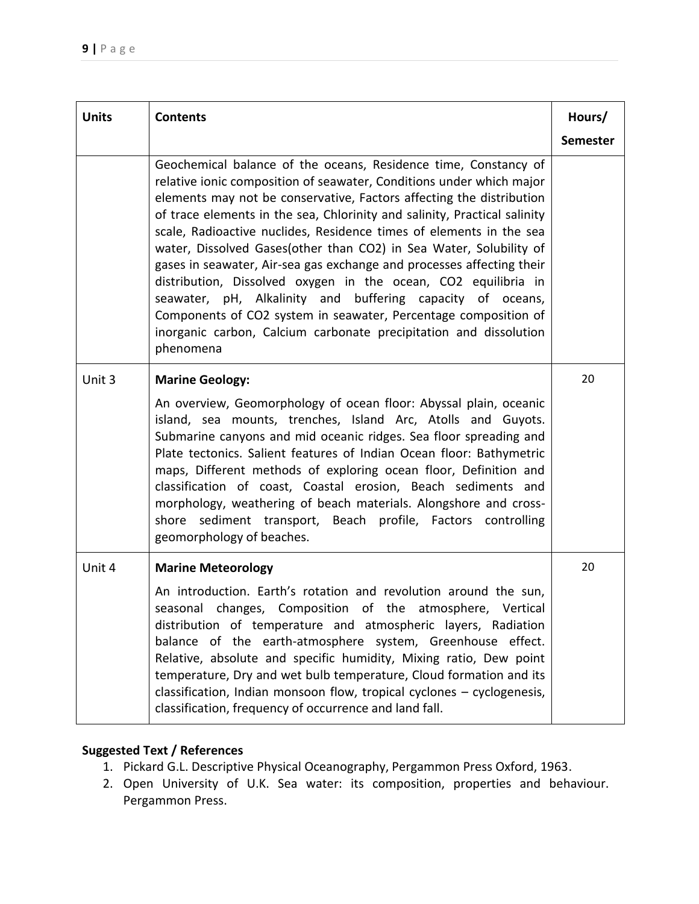| Units | Contents | Hours/ Semester |
|---|---|---|
| | Geochemical balance of the oceans, Residence time, Constancy of relative ionic composition of seawater, Conditions under which major elements may not be conservative, Factors affecting the distribution of trace elements in the sea, Chlorinity and salinity, Practical salinity scale, Radioactive nuclides, Residence times of elements in the sea water, Dissolved Gases(other than $CO_2$) in Sea Water, Solubility of gases in seawater, Air-sea gas exchange and processes affecting their distribution, Dissolved oxygen in the ocean, $CO_2$ equilibria in seawater, pH, Alkalinity and buffering capacity of oceans, Components of $CO_2$ system in seawater, Percentage composition of inorganic carbon, Calcium carbonate precipitation and dissolution phenomena | |
| Unit 3 | **Marine Geology:** An overview, Geomorphology of ocean floor: Abyssal plain, oceanic island, sea mounts, trenches, Island Arc, Atolls and Guyots. Submarine canyons and mid oceanic ridges. Sea floor spreading and Plate tectonics. Salient features of Indian Ocean floor: Bathymetric maps, Different methods of exploring ocean floor, Definition and classification of coast, Coastal erosion, Beach sediments and morphology, weathering of beach materials. Alongshore and cross-shore sediment transport, Beach profile, Factors controlling geomorphology of beaches. | 20 |
| Unit 4 | **Marine Meteorology** An introduction. Earth's rotation and revolution around the sun, seasonal changes, Composition of the atmosphere, Vertical distribution of temperature and atmospheric layers, Radiation balance of the earth-atmosphere system, Greenhouse effect. Relative, absolute and specific humidity, Mixing ratio, Dew point temperature, Dry and wet bulb temperature, Cloud formation and its classification, Indian monsoon flow, tropical cyclones – cyclogenesis, classification, frequency of occurrence and land fall. | 20 |

**Suggested Text / References**

1. Pickard G.L. Descriptive Physical Oceanography, Pergammon Press Oxford, 1963.
2. Open University of U.K. Sea water: its composition, properties and behaviour. Pergammon Press.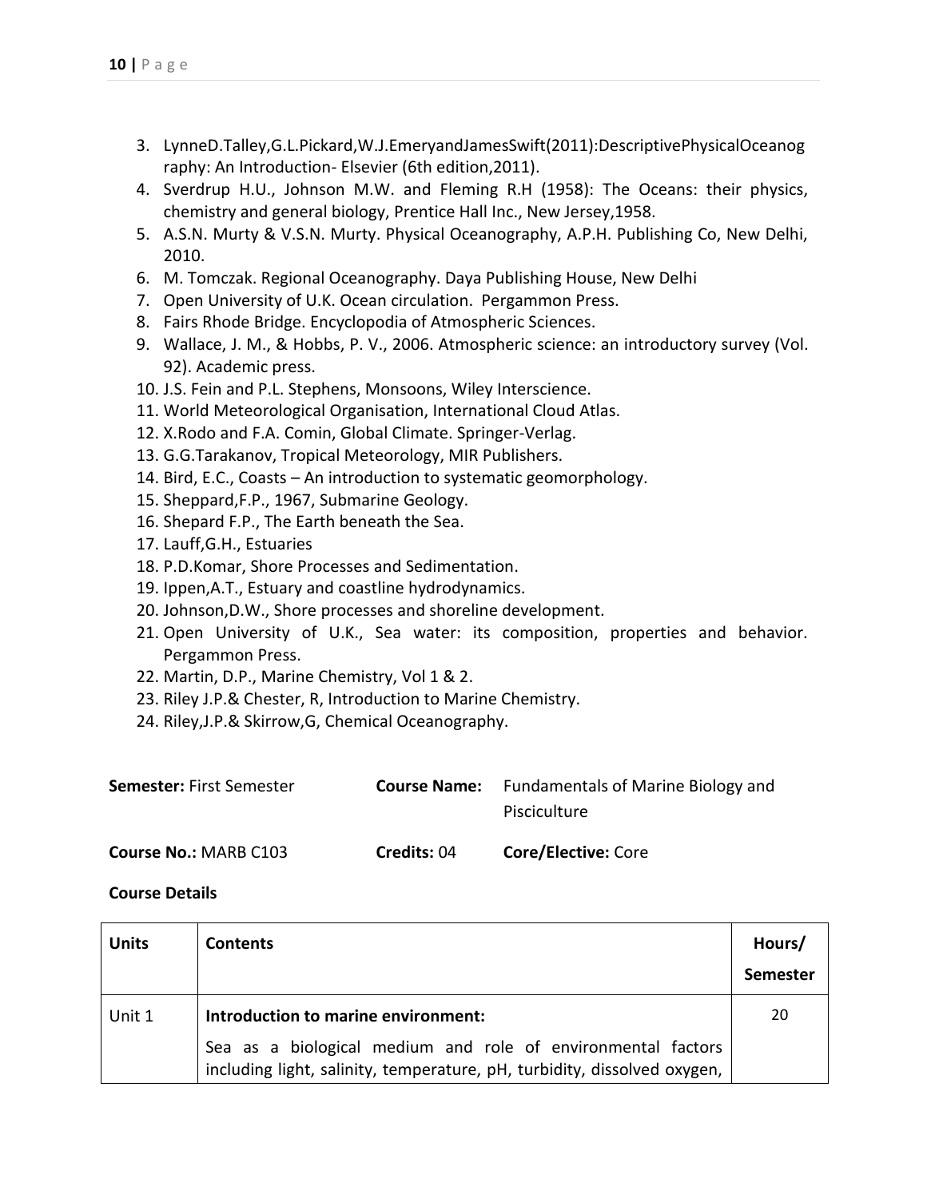3. LynneD.Talley,G.L.Pickard,W.J.EmeryandJamesSwift(2011):DescriptivePhysicalOceanography: An Introduction- Elsevier (6th edition,2011).
4. Sverdrup H.U., Johnson M.W. and Fleming R.H (1958): The Oceans: their physics, chemistry and general biology, Prentice Hall Inc., New Jersey,1958.
5. A.S.N. Murty & V.S.N. Murty. Physical Oceanography, A.P.H. Publishing Co, New Delhi, 2010.
6. M. Tomczak. Regional Oceanography. Daya Publishing House, New Delhi
7. Open University of U.K. Ocean circulation. Pergammon Press.
8. Fairs Rhode Bridge. Encyclopodia of Atmospheric Sciences.
9. Wallace, J. M., & Hobbs, P. V., 2006. Atmospheric science: an introductory survey (Vol. 92). Academic press.
10. J.S. Fein and P.L. Stephens, Monsoons, Wiley Interscience.
11. World Meteorological Organisation, International Cloud Atlas.
12. X.Rodo and F.A. Comin, Global Climate. Springer-Verlag.
13. G.G.Tarakanov, Tropical Meteorology, MIR Publishers.
14. Bird, E.C., Coasts – An introduction to systematic geomorphology.
15. Sheppard,F.P., 1967, Submarine Geology.
16. Shepard F.P., The Earth beneath the Sea.
17. Lauff,G.H., Estuaries
18. P.D.Komar, Shore Processes and Sedimentation.
19. Ippen,A.T., Estuary and coastline hydrodynamics.
20. Johnson,D.W., Shore processes and shoreline development.
21. Open University of U.K., Sea water: its composition, properties and behavior. Pergammon Press.
22. Martin, D.P., Marine Chemistry, Vol 1 & 2.
23. Riley J.P.& Chester, R, Introduction to Marine Chemistry.
24. Riley,J.P.& Skirrow,G, Chemical Oceanography.

**Semester:** First Semester **Course Name:** Fundamentals of Marine Biology and Pisciculture

**Course No.:** MARB C103 **Credits:** 04 **Core/Elective:** Core

**Course Details**

| Units | Contents | Hours/ Semester |
|---|---|---|
| Unit 1 | **Introduction to marine environment:** Sea as a biological medium and role of environmental factors including light, salinity, temperature, pH, turbidity, dissolved oxygen, | 20 |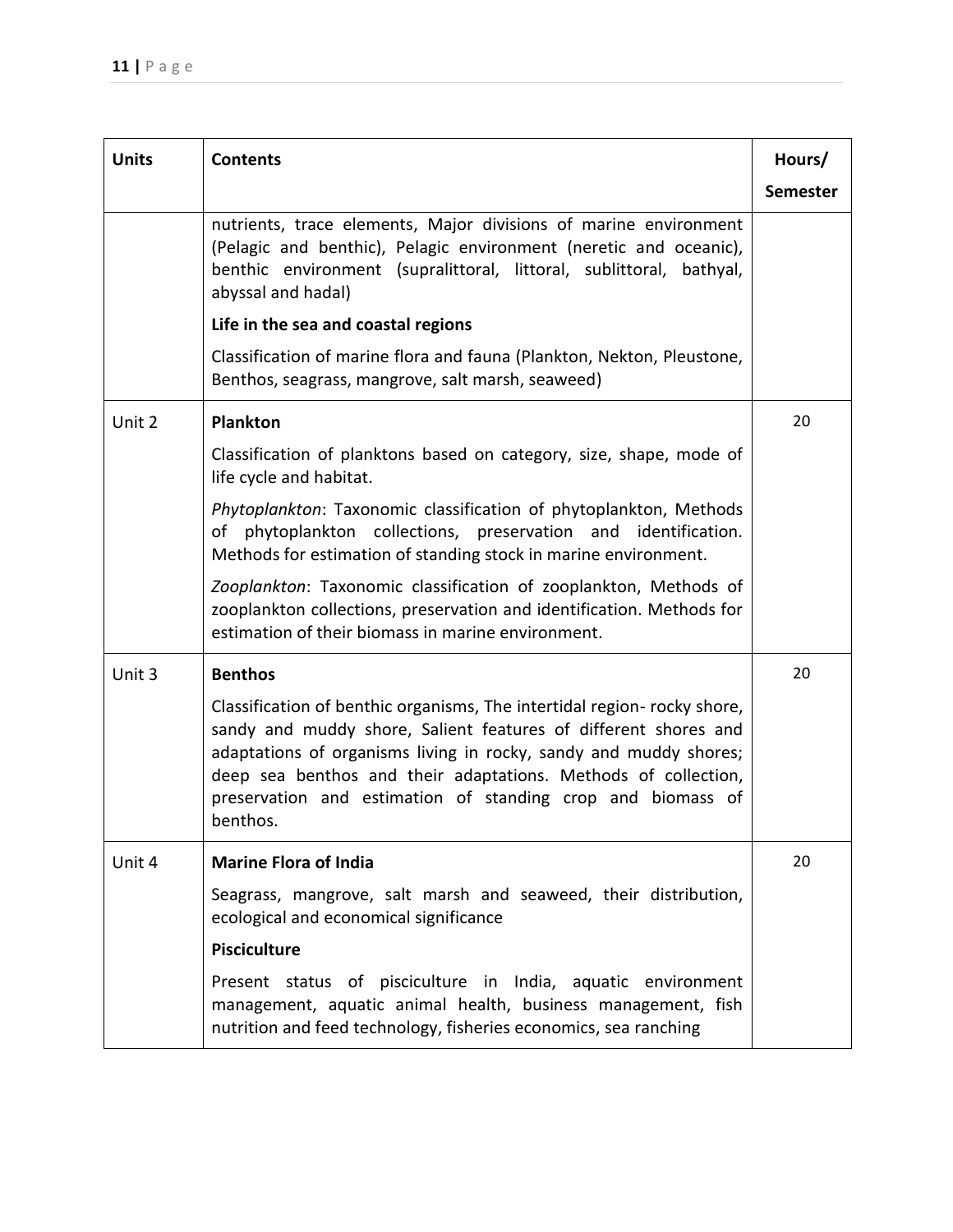| Units | Contents | Hours/ Semester |
|---|---|---|
| | nutrients, trace elements, Major divisions of marine environment (Pelagic and benthic), Pelagic environment (neretic and oceanic), benthic environment (supralittoral, littoral, sublittoral, bathyal, abyssal and hadal)<br>**Life in the sea and coastal regions**<br>Classification of marine flora and fauna (Plankton, Nekton, Pleustone, Benthos, seagrass, mangrove, salt marsh, seaweed) | |
| Unit 2 | **Plankton**<br>Classification of planktons based on category, size, shape, mode of life cycle and habitat.<br>*Phytoplankton*: Taxonomic classification of phytoplankton, Methods of phytoplankton collections, preservation and identification. Methods for estimation of standing stock in marine environment.<br>*Zooplankton*: Taxonomic classification of zooplankton, Methods of zooplankton collections, preservation and identification. Methods for estimation of their biomass in marine environment. | 20 |
| Unit 3 | **Benthos**<br>Classification of benthic organisms, The intertidal region- rocky shore, sandy and muddy shore, Salient features of different shores and adaptations of organisms living in rocky, sandy and muddy shores; deep sea benthos and their adaptations. Methods of collection, preservation and estimation of standing crop and biomass of benthos. | 20 |
| Unit 4 | **Marine Flora of India**<br>Seagrass, mangrove, salt marsh and seaweed, their distribution, ecological and economical significance<br>**Pisciculture**<br>Present status of pisciculture in India, aquatic environment management, aquatic animal health, business management, fish nutrition and feed technology, fisheries economics, sea ranching | 20 |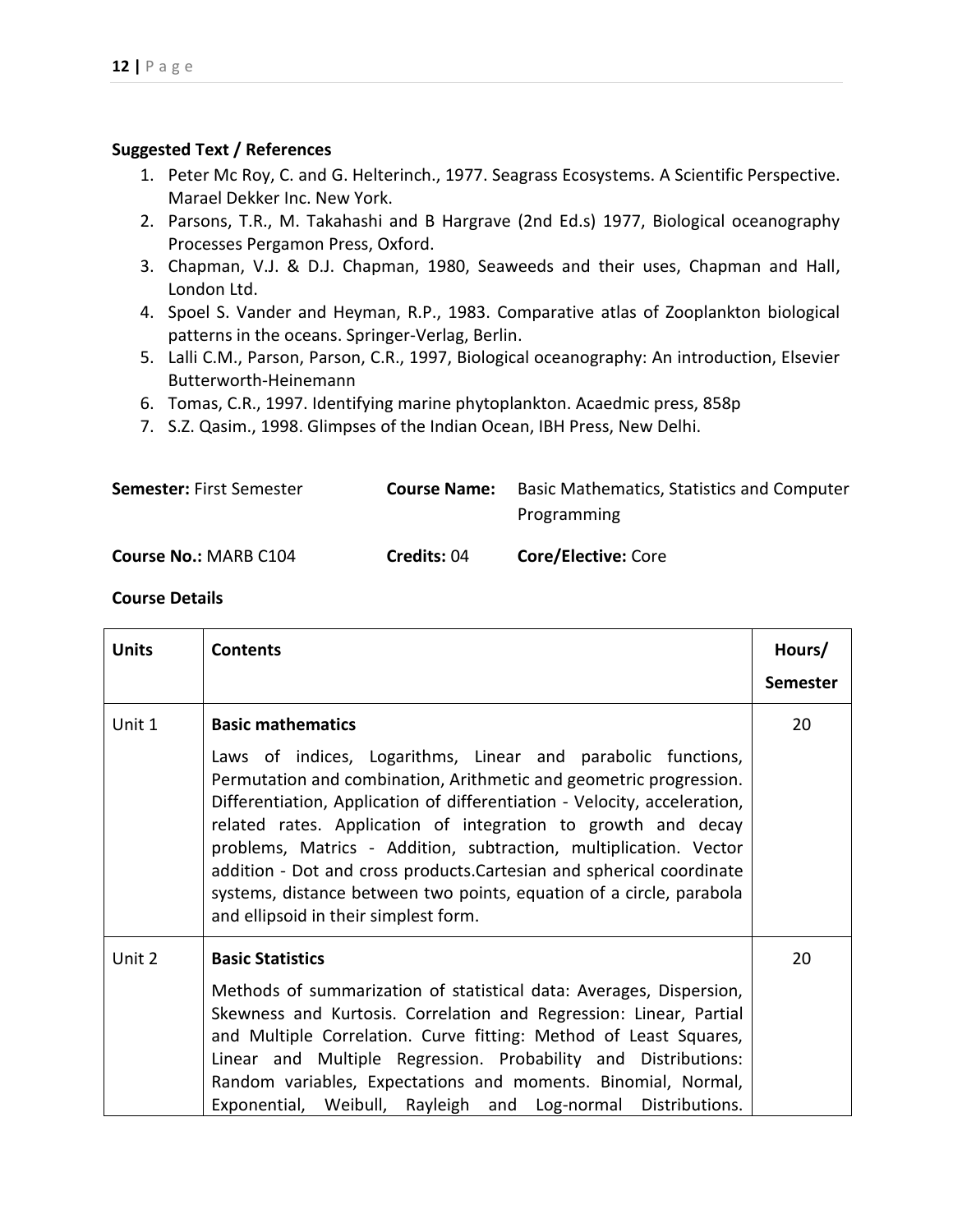**Suggested Text / References**

1. Peter Mc Roy, C. and G. Helterinch., 1977. Seagrass Ecosystems. A Scientific Perspective. Marael Dekker Inc. New York.
2. Parsons, T.R., M. Takahashi and B Hargrave (2nd Ed.s) 1977, Biological oceanography Processes Pergamon Press, Oxford.
3. Chapman, V.J. & D.J. Chapman, 1980, Seaweeds and their uses, Chapman and Hall, London Ltd.
4. Spoel S. Vander and Heyman, R.P., 1983. Comparative atlas of Zooplankton biological patterns in the oceans. Springer-Verlag, Berlin.
5. Lalli C.M., Parson, Parson, C.R., 1997, Biological oceanography: An introduction, Elsevier Butterworth-Heinemann
6. Tomas, C.R., 1997. Identifying marine phytoplankton. Acaedmic press, 858p
7. S.Z. Qasim., 1998. Glimpses of the Indian Ocean, IBH Press, New Delhi.

**Semester:** First Semester **Course Name:** Basic Mathematics, Statistics and Computer Programming

**Course No.:** MARB C104 **Credits:** 04 **Core/Elective:** Core

**Course Details**

| Units | Contents | Hours/ Semester |
|---|---|---|
| Unit 1 | **Basic mathematics**<br>Laws of indices, Logarithms, Linear and parabolic functions, Permutation and combination, Arithmetic and geometric progression. Differentiation, Application of differentiation - Velocity, acceleration, related rates. Application of integration to growth and decay problems, Matrics - Addition, subtraction, multiplication. Vector addition - Dot and cross products.Cartesian and spherical coordinate systems, distance between two points, equation of a circle, parabola and ellipsoid in their simplest form. | 20 |
| Unit 2 | **Basic Statistics**<br>Methods of summarization of statistical data: Averages, Dispersion, Skewness and Kurtosis. Correlation and Regression: Linear, Partial and Multiple Correlation. Curve fitting: Method of Least Squares, Linear and Multiple Regression. Probability and Distributions: Random variables, Expectations and moments. Binomial, Normal, Exponential, Weibull, Rayleigh and Log-normal Distributions. | 20 |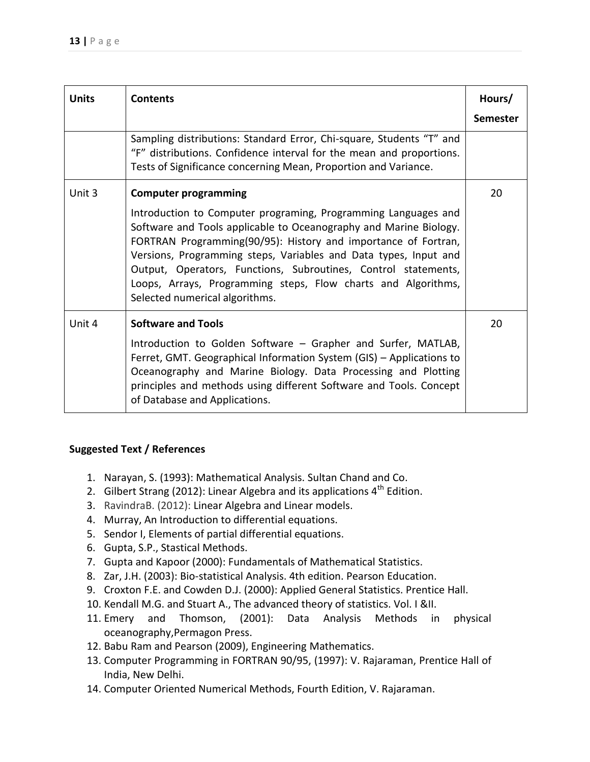| Units | Contents | Hours/ Semester |
| --- | --- | --- |
| | Sampling distributions: Standard Error, Chi-square, Students "T" and "F" distributions. Confidence interval for the mean and proportions. Tests of Significance concerning Mean, Proportion and Variance. | |
| Unit 3 | **Computer programming**<br><br>Introduction to Computer programing, Programming Languages and Software and Tools applicable to Oceanography and Marine Biology. FORTRAN Programming(90/95): History and importance of Fortran, Versions, Programming steps, Variables and Data types, Input and Output, Operators, Functions, Subroutines, Control statements, Loops, Arrays, Programming steps, Flow charts and Algorithms, Selected numerical algorithms. | 20 |
| Unit 4 | **Software and Tools**<br><br>Introduction to Golden Software – Grapher and Surfer, MATLAB, Ferret, GMT. Geographical Information System (GIS) – Applications to Oceanography and Marine Biology. Data Processing and Plotting principles and methods using different Software and Tools. Concept of Database and Applications. | 20 |

**Suggested Text / References**

1. Narayan, S. (1993): Mathematical Analysis. Sultan Chand and Co.
2. Gilbert Strang (2012): Linear Algebra and its applications 4th Edition.
3. RavindraB. (2012): Linear Algebra and Linear models.
4. Murray, An Introduction to differential equations.
5. Sendor I, Elements of partial differential equations.
6. Gupta, S.P., Stastical Methods.
7. Gupta and Kapoor (2000): Fundamentals of Mathematical Statistics.
8. Zar, J.H. (2003): Bio-statistical Analysis. 4th edition. Pearson Education.
9. Croxton F.E. and Cowden D.J. (2000): Applied General Statistics. Prentice Hall.
10. Kendall M.G. and Stuart A., The advanced theory of statistics. Vol. I &II.
11. Emery and Thomson, (2001): Data Analysis Methods in physical oceanography,Permagon Press.
12. Babu Ram and Pearson (2009), Engineering Mathematics.
13. Computer Programming in FORTRAN 90/95, (1997): V. Rajaraman, Prentice Hall of India, New Delhi.
14. Computer Oriented Numerical Methods, Fourth Edition, V. Rajaraman.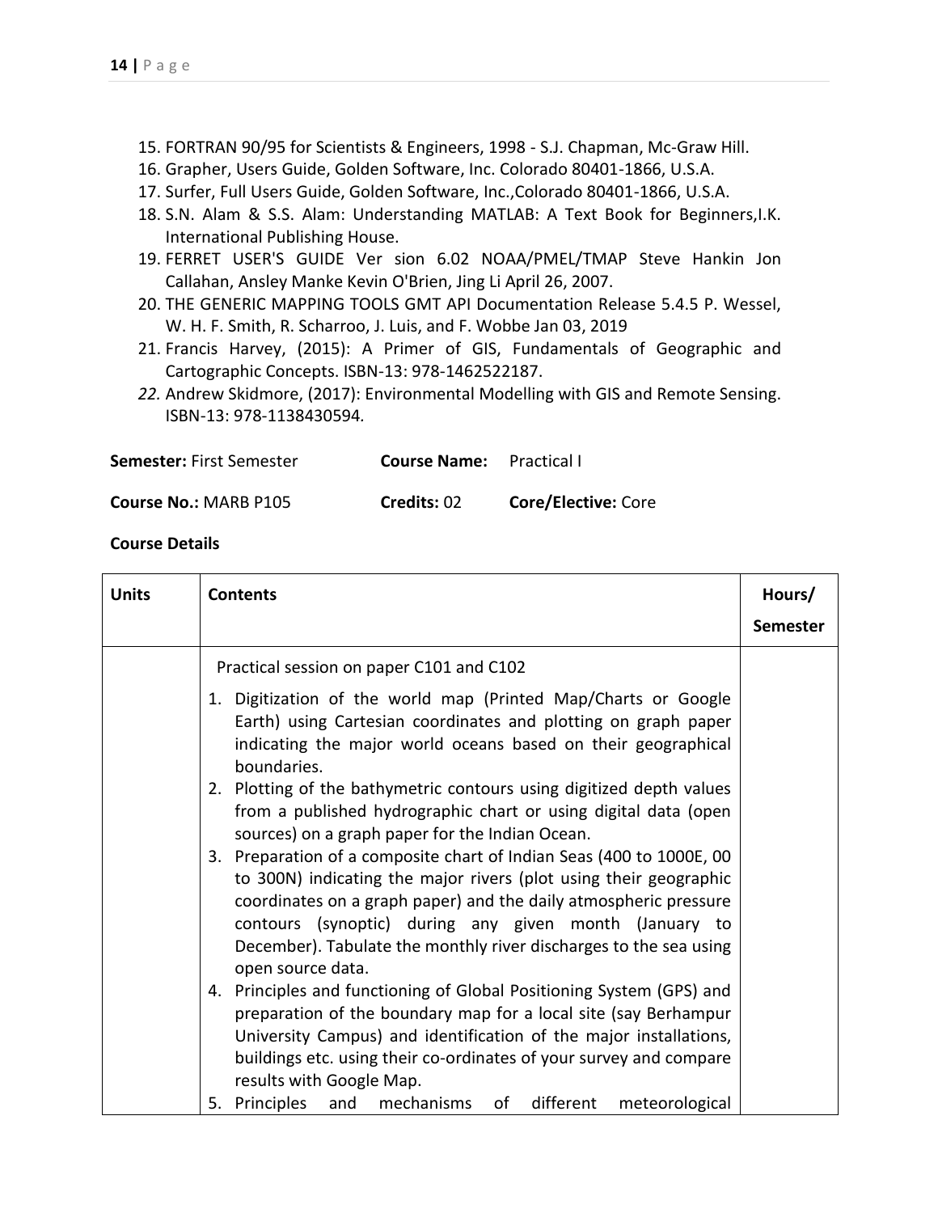15. FORTRAN 90/95 for Scientists & Engineers, 1998 - S.J. Chapman, Mc-Graw Hill.
16. Grapher, Users Guide, Golden Software, Inc. Colorado 80401-1866, U.S.A.
17. Surfer, Full Users Guide, Golden Software, Inc.,Colorado 80401-1866, U.S.A.
18. S.N. Alam & S.S. Alam: Understanding MATLAB: A Text Book for Beginners,I.K. International Publishing House.
19. FERRET USER'S GUIDE Ver sion 6.02 NOAA/PMEL/TMAP Steve Hankin Jon Callahan, Ansley Manke Kevin O'Brien, Jing Li April 26, 2007.
20. THE GENERIC MAPPING TOOLS GMT API Documentation Release 5.4.5 P. Wessel, W. H. F. Smith, R. Scharroo, J. Luis, and F. Wobbe Jan 03, 2019
21. Francis Harvey, (2015): A Primer of GIS, Fundamentals of Geographic and Cartographic Concepts. ISBN-13: 978-1462522187.
22. Andrew Skidmore, (2017): Environmental Modelling with GIS and Remote Sensing. ISBN-13: 978-1138430594.

**Semester:** First Semester **Course Name:** Practical I

**Course No.:** MARB P105 **Credits:** 02 **Core/Elective:** Core

**Course Details**

| Units | Contents | Hours/ Semester |
|---|---|---|
| | Practical session on paper C101 and C102<br>1. Digitization of the world map (Printed Map/Charts or Google Earth) using Cartesian coordinates and plotting on graph paper indicating the major world oceans based on their geographical boundaries.<br>2. Plotting of the bathymetric contours using digitized depth values from a published hydrographic chart or using digital data (open sources) on a graph paper for the Indian Ocean.<br>3. Preparation of a composite chart of Indian Seas (400 to 1000E, 00 to 300N) indicating the major rivers (plot using their geographic coordinates on a graph paper) and the daily atmospheric pressure contours (synoptic) during any given month (January to December). Tabulate the monthly river discharges to the sea using open source data.<br>4. Principles and functioning of Global Positioning System (GPS) and preparation of the boundary map for a local site (say Berhampur University Campus) and identification of the major installations, buildings etc. using their co-ordinates of your survey and compare results with Google Map.<br>5. Principles and mechanisms of different meteorological | |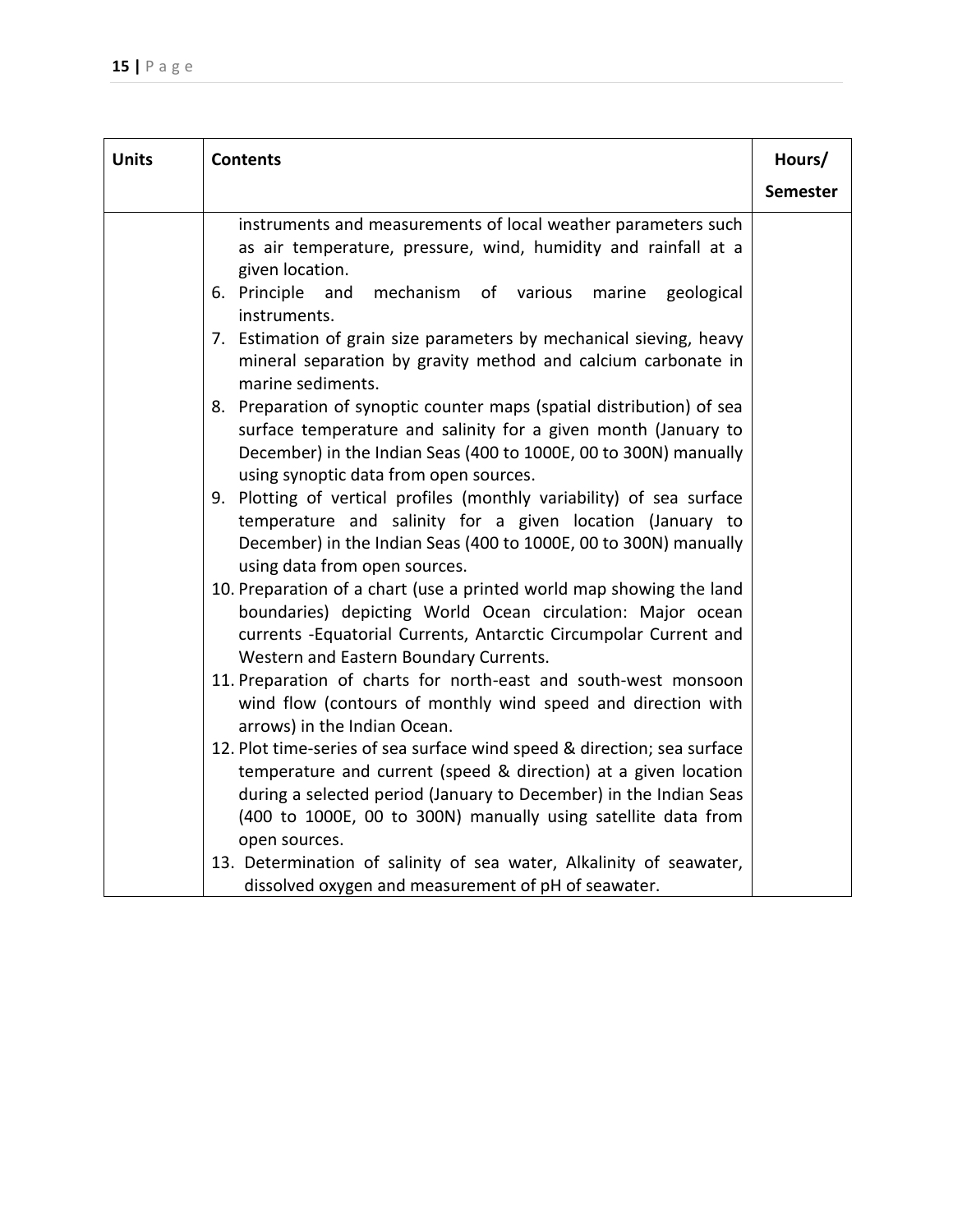| Units | Contents | Hours/ Semester |
|---|---|---|
| | instruments and measurements of local weather parameters such as air temperature, pressure, wind, humidity and rainfall at a given location.<br>6. Principle and mechanism of various marine geological instruments.<br>7. Estimation of grain size parameters by mechanical sieving, heavy mineral separation by gravity method and calcium carbonate in marine sediments.<br>8. Preparation of synoptic counter maps (spatial distribution) of sea surface temperature and salinity for a given month (January to December) in the Indian Seas (400 to 1000E, 00 to 300N) manually using synoptic data from open sources.<br>9. Plotting of vertical profiles (monthly variability) of sea surface temperature and salinity for a given location (January to December) in the Indian Seas (400 to 1000E, 00 to 300N) manually using data from open sources.<br>10. Preparation of a chart (use a printed world map showing the land boundaries) depicting World Ocean circulation: Major ocean currents -Equatorial Currents, Antarctic Circumpolar Current and Western and Eastern Boundary Currents.<br>11. Preparation of charts for north-east and south-west monsoon wind flow (contours of monthly wind speed and direction with arrows) in the Indian Ocean.<br>12. Plot time-series of sea surface wind speed & direction; sea surface temperature and current (speed & direction) at a given location during a selected period (January to December) in the Indian Seas (400 to 1000E, 00 to 300N) manually using satellite data from open sources.<br>13. Determination of salinity of sea water, Alkalinity of seawater, dissolved oxygen and measurement of pH of seawater. | |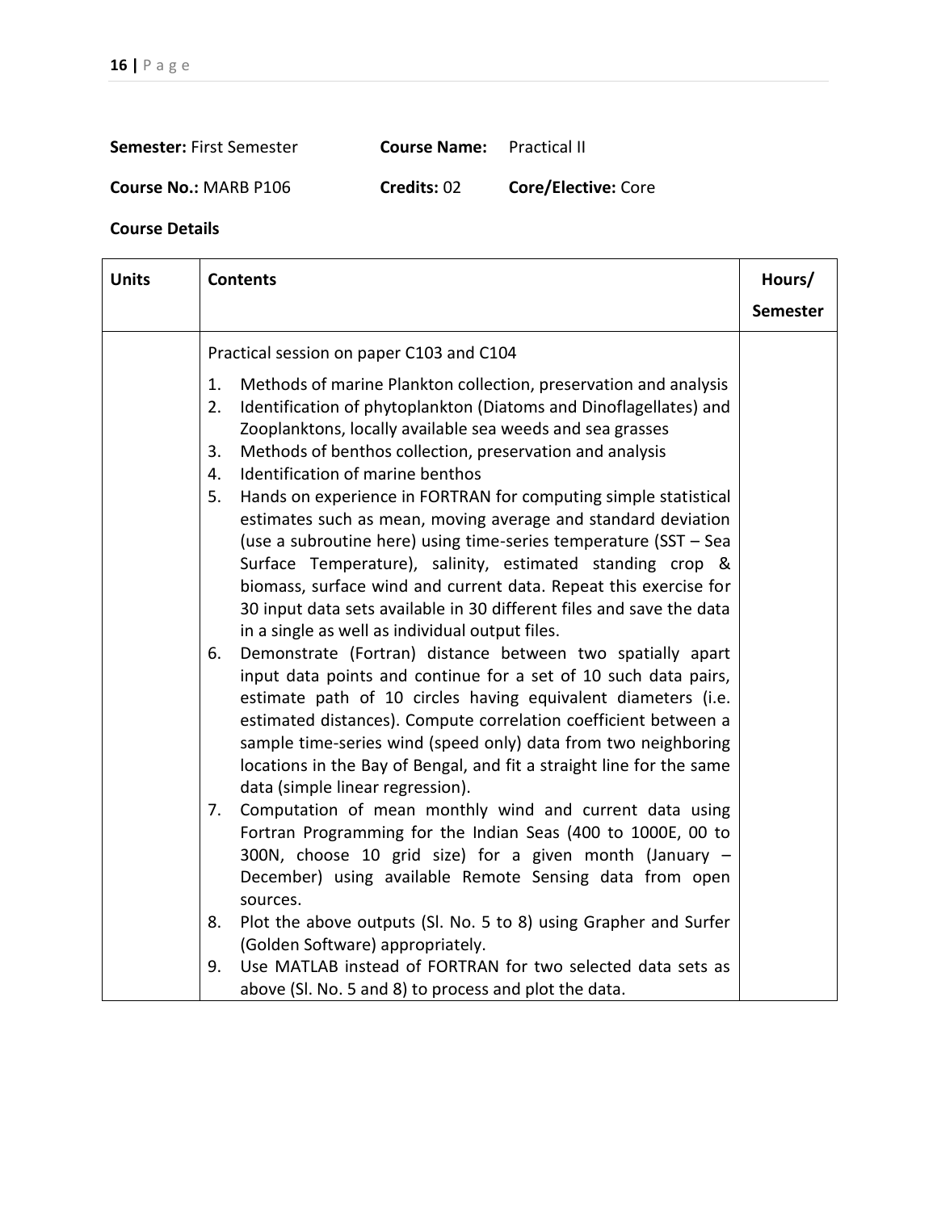**Semester:** First Semester **Course Name:** Practical II

**Course No.:** MARB P106 **Credits:** 02 **Core/Elective:** Core

**Course Details**

| Units | Contents | Hours/ Semester |
|---|---|---|
| | Practical session on paper C103 and C104<br>1. Methods of marine Plankton collection, preservation and analysis<br>2. Identification of phytoplankton (Diatoms and Dinoflagellates) and Zooplanktons, locally available sea weeds and sea grasses<br>3. Methods of benthos collection, preservation and analysis<br>4. Identification of marine benthos<br>5. Hands on experience in FORTRAN for computing simple statistical estimates such as mean, moving average and standard deviation (use a subroutine here) using time-series temperature (SST – Sea Surface Temperature), salinity, estimated standing crop & biomass, surface wind and current data. Repeat this exercise for 30 input data sets available in 30 different files and save the data in a single as well as individual output files.<br>6. Demonstrate (Fortran) distance between two spatially apart input data points and continue for a set of 10 such data pairs, estimate path of 10 circles having equivalent diameters (i.e. estimated distances). Compute correlation coefficient between a sample time-series wind (speed only) data from two neighboring locations in the Bay of Bengal, and fit a straight line for the same data (simple linear regression).<br>7. Computation of mean monthly wind and current data using Fortran Programming for the Indian Seas (400 to 1000E, 00 to 300N, choose 10 grid size) for a given month (January – December) using available Remote Sensing data from open sources.<br>8. Plot the above outputs (Sl. No. 5 to 8) using Grapher and Surfer (Golden Software) appropriately.<br>9. Use MATLAB instead of FORTRAN for two selected data sets as above (Sl. No. 5 and 8) to process and plot the data. | |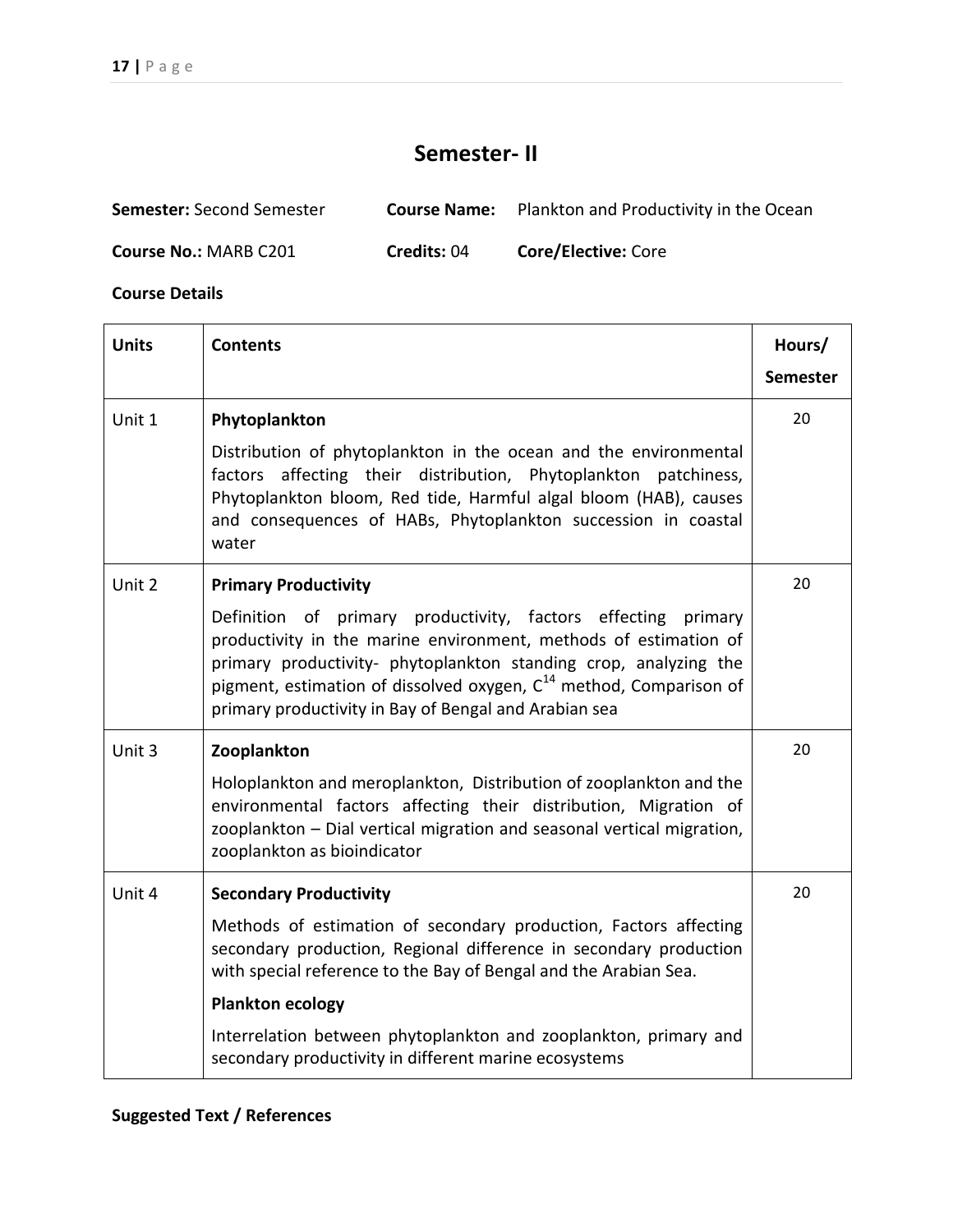# Semester- II

**Semester:** Second Semester **Course Name:** Plankton and Productivity in the Ocean

**Course No.:** MARB C201 **Credits:** 04 **Core/Elective:** Core

**Course Details**

| Units | Contents | Hours/ Semester |
|---|---|---|
| Unit 1 | **Phytoplankton**<br>Distribution of phytoplankton in the ocean and the environmental factors affecting their distribution, Phytoplankton patchiness, Phytoplankton bloom, Red tide, Harmful algal bloom (HAB), causes and consequences of HABs, Phytoplankton succession in coastal water | 20 |
| Unit 2 | **Primary Productivity**<br>Definition of primary productivity, factors effecting primary productivity in the marine environment, methods of estimation of primary productivity- phytoplankton standing crop, analyzing the pigment, estimation of dissolved oxygen, $C^{14}$ method, Comparison of primary productivity in Bay of Bengal and Arabian sea | 20 |
| Unit 3 | **Zooplankton**<br>Holoplankton and meroplankton, Distribution of zooplankton and the environmental factors affecting their distribution, Migration of zooplankton – Dial vertical migration and seasonal vertical migration, zooplankton as bioindicator | 20 |
| Unit 4 | **Secondary Productivity**<br>Methods of estimation of secondary production, Factors affecting secondary production, Regional difference in secondary production with special reference to the Bay of Bengal and the Arabian Sea.<br>**Plankton ecology**<br>Interrelation between phytoplankton and zooplankton, primary and secondary productivity in different marine ecosystems | 20 |

**Suggested Text / References**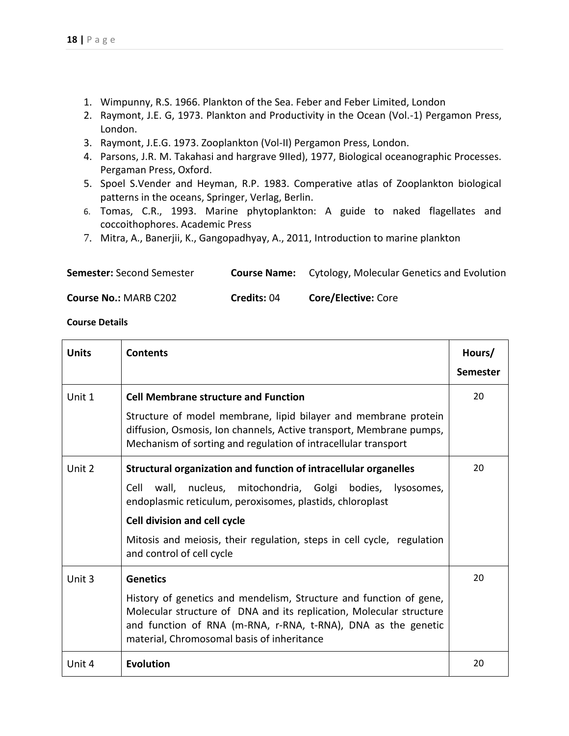1. Wimpunny, R.S. 1966. Plankton of the Sea. Feber and Feber Limited, London
2. Raymont, J.E. G, 1973. Plankton and Productivity in the Ocean (Vol.-1) Pergamon Press, London.
3. Raymont, J.E.G. 1973. Zooplankton (Vol-II) Pergamon Press, London.
4. Parsons, J.R. M. Takahasi and hargrave 9IIed), 1977, Biological oceanographic Processes. Pergaman Press, Oxford.
5. Spoel S.Vender and Heyman, R.P. 1983. Comperative atlas of Zooplankton biological patterns in the oceans, Springer, Verlag, Berlin.
6. Tomas, C.R., 1993. Marine phytoplankton: A guide to naked flagellates and coccoithophores. Academic Press
7. Mitra, A., Banerjii, K., Gangopadhyay, A., 2011, Introduction to marine plankton

**Semester:** Second Semester **Course Name:** Cytology, Molecular Genetics and Evolution

**Course No.:** MARB C202 **Credits:** 04 **Core/Elective:** Core

**Course Details**

| Units | Contents | Hours/ Semester |
|---|---|---|
| Unit 1 | **Cell Membrane structure and Function**<br>Structure of model membrane, lipid bilayer and membrane protein diffusion, Osmosis, Ion channels, Active transport, Membrane pumps, Mechanism of sorting and regulation of intracellular transport | 20 |
| Unit 2 | **Structural organization and function of intracellular organelles**<br>Cell wall, nucleus, mitochondria, Golgi bodies, lysosomes, endoplasmic reticulum, peroxisomes, plastids, chloroplast<br>**Cell division and cell cycle**<br>Mitosis and meiosis, their regulation, steps in cell cycle, regulation and control of cell cycle | 20 |
| Unit 3 | **Genetics**<br>History of genetics and mendelism, Structure and function of gene, Molecular structure of DNA and its replication, Molecular structure and function of RNA (m-RNA, r-RNA, t-RNA), DNA as the genetic material, Chromosomal basis of inheritance | 20 |
| Unit 4 | **Evolution** | 20 |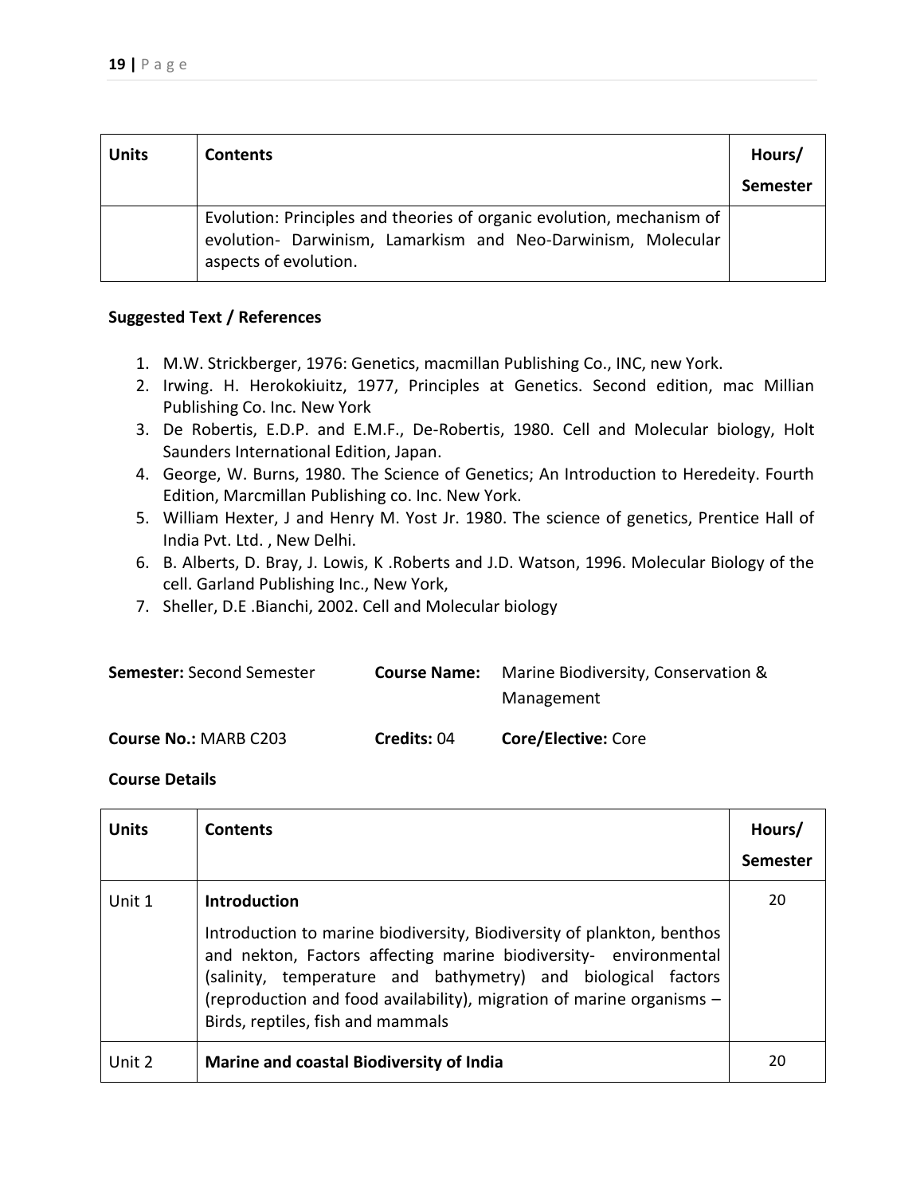| Units | Contents | Hours/ Semester |
|---|---|---|
| | Evolution: Principles and theories of organic evolution, mechanism of evolution- Darwinism, Lamarkism and Neo-Darwinism, Molecular aspects of evolution. | |

**Suggested Text / References**

1. M.W. Strickberger, 1976: Genetics, macmillan Publishing Co., INC, new York.
2. Irwing. H. Herokokiuitz, 1977, Principles at Genetics. Second edition, mac Millian Publishing Co. Inc. New York
3. De Robertis, E.D.P. and E.M.F., De-Robertis, 1980. Cell and Molecular biology, Holt Saunders International Edition, Japan.
4. George, W. Burns, 1980. The Science of Genetics; An Introduction to Heredeity. Fourth Edition, Marcmillan Publishing co. Inc. New York.
5. William Hexter, J and Henry M. Yost Jr. 1980. The science of genetics, Prentice Hall of India Pvt. Ltd. , New Delhi.
6. B. Alberts, D. Bray, J. Lowis, K .Roberts and J.D. Watson, 1996. Molecular Biology of the cell. Garland Publishing Inc., New York,
7. Sheller, D.E .Bianchi, 2002. Cell and Molecular biology

**Semester:** Second Semester **Course Name:** Marine Biodiversity, Conservation & Management

**Course No.:** MARB C203 **Credits:** 04 **Core/Elective:** Core

**Course Details**

| Units | Contents | Hours/ Semester |
|---|---|---|
| Unit 1 | **Introduction**<br>Introduction to marine biodiversity, Biodiversity of plankton, benthos and nekton, Factors affecting marine biodiversity- environmental (salinity, temperature and bathymetry) and biological factors (reproduction and food availability), migration of marine organisms – Birds, reptiles, fish and mammals | 20 |
| Unit 2 | **Marine and coastal Biodiversity of India** | 20 |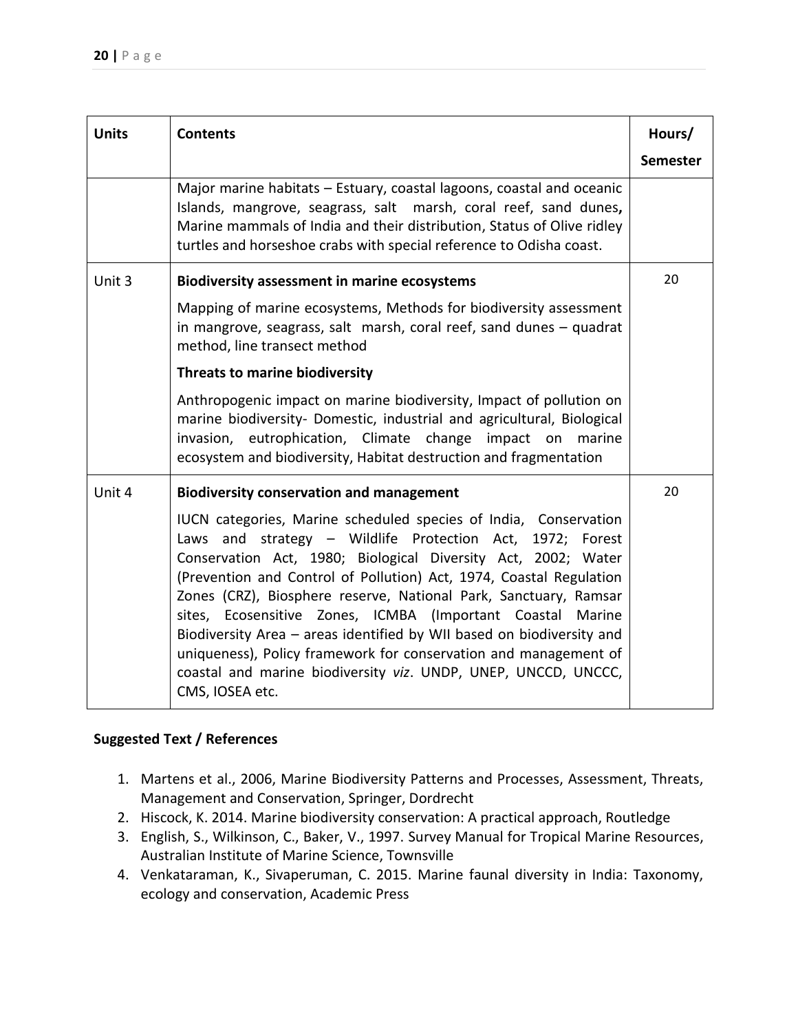| Units | Contents | Hours/ Semester |
|---|---|---|
| | Major marine habitats – Estuary, coastal lagoons, coastal and oceanic Islands, mangrove, seagrass, salt marsh, coral reef, sand dunes**,** Marine mammals of India and their distribution, Status of Olive ridley turtles and horseshoe crabs with special reference to Odisha coast. | |
| Unit 3 | **Biodiversity assessment in marine ecosystems**<br><br>Mapping of marine ecosystems, Methods for biodiversity assessment in mangrove, seagrass, salt marsh, coral reef, sand dunes – quadrat method, line transect method<br><br>**Threats to marine biodiversity**<br><br>Anthropogenic impact on marine biodiversity, Impact of pollution on marine biodiversity- Domestic, industrial and agricultural, Biological invasion, eutrophication, Climate change impact on marine ecosystem and biodiversity, Habitat destruction and fragmentation | 20 |
| Unit 4 | **Biodiversity conservation and management**<br><br>IUCN categories, Marine scheduled species of India, Conservation Laws and strategy – Wildlife Protection Act, 1972; Forest Conservation Act, 1980; Biological Diversity Act, 2002; Water (Prevention and Control of Pollution) Act, 1974, Coastal Regulation Zones (CRZ), Biosphere reserve, National Park, Sanctuary, Ramsar sites, Ecosensitive Zones, ICMBA (Important Coastal Marine Biodiversity Area – areas identified by WII based on biodiversity and uniqueness), Policy framework for conservation and management of coastal and marine biodiversity *viz*. UNDP, UNEP, UNCCD, UNCCC, CMS, IOSEA etc. | 20 |

**Suggested Text / References**

1. Martens et al., 2006, Marine Biodiversity Patterns and Processes, Assessment, Threats, Management and Conservation, Springer, Dordrecht
2. Hiscock, K. 2014. Marine biodiversity conservation: A practical approach, Routledge
3. English, S., Wilkinson, C., Baker, V., 1997. Survey Manual for Tropical Marine Resources, Australian Institute of Marine Science, Townsville
4. Venkataraman, K., Sivaperuman, C. 2015. Marine faunal diversity in India: Taxonomy, ecology and conservation, Academic Press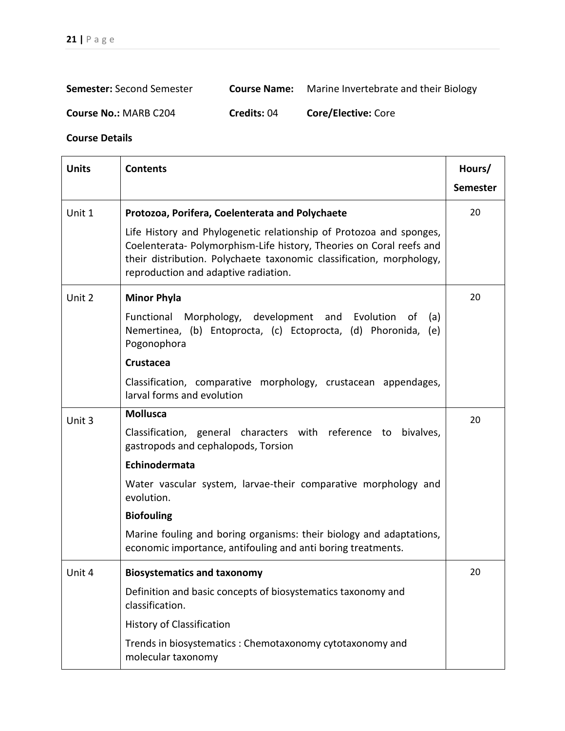**Semester:** Second Semester **Course Name:** Marine Invertebrate and their Biology

**Course No.:** MARB C204 **Credits:** 04 **Core/Elective:** Core

**Course Details**

| **Units** | **Contents** | **Hours/ Semester** |
|---|---|---|
| Unit 1 | **Protozoa, Porifera, Coelenterata and Polychaete**<br>Life History and Phylogenetic relationship of Protozoa and sponges, Coelenterata- Polymorphism-Life history, Theories on Coral reefs and their distribution. Polychaete taxonomic classification, morphology, reproduction and adaptive radiation. | 20 |
| Unit 2 | **Minor Phyla**<br>Functional Morphology, development and Evolution of (a) Nemertinea, (b) Entoprocta, (c) Ectoprocta, (d) Phoronida, (e) Pogonophora<br>**Crustacea**<br>Classification, comparative morphology, crustacean appendages, larval forms and evolution | 20 |
| Unit 3 | **Mollusca**<br>Classification, general characters with reference to bivalves, gastropods and cephalopods, Torsion<br>**Echinodermata**<br>Water vascular system, larvae-their comparative morphology and evolution.<br>**Biofouling**<br>Marine fouling and boring organisms: their biology and adaptations, economic importance, antifouling and anti boring treatments. | 20 |
| Unit 4 | **Biosystematics and taxonomy**<br>Definition and basic concepts of biosystematics taxonomy and classification.<br>History of Classification<br>Trends in biosystematics : Chemotaxonomy cytotaxonomy and molecular taxonomy | 20 |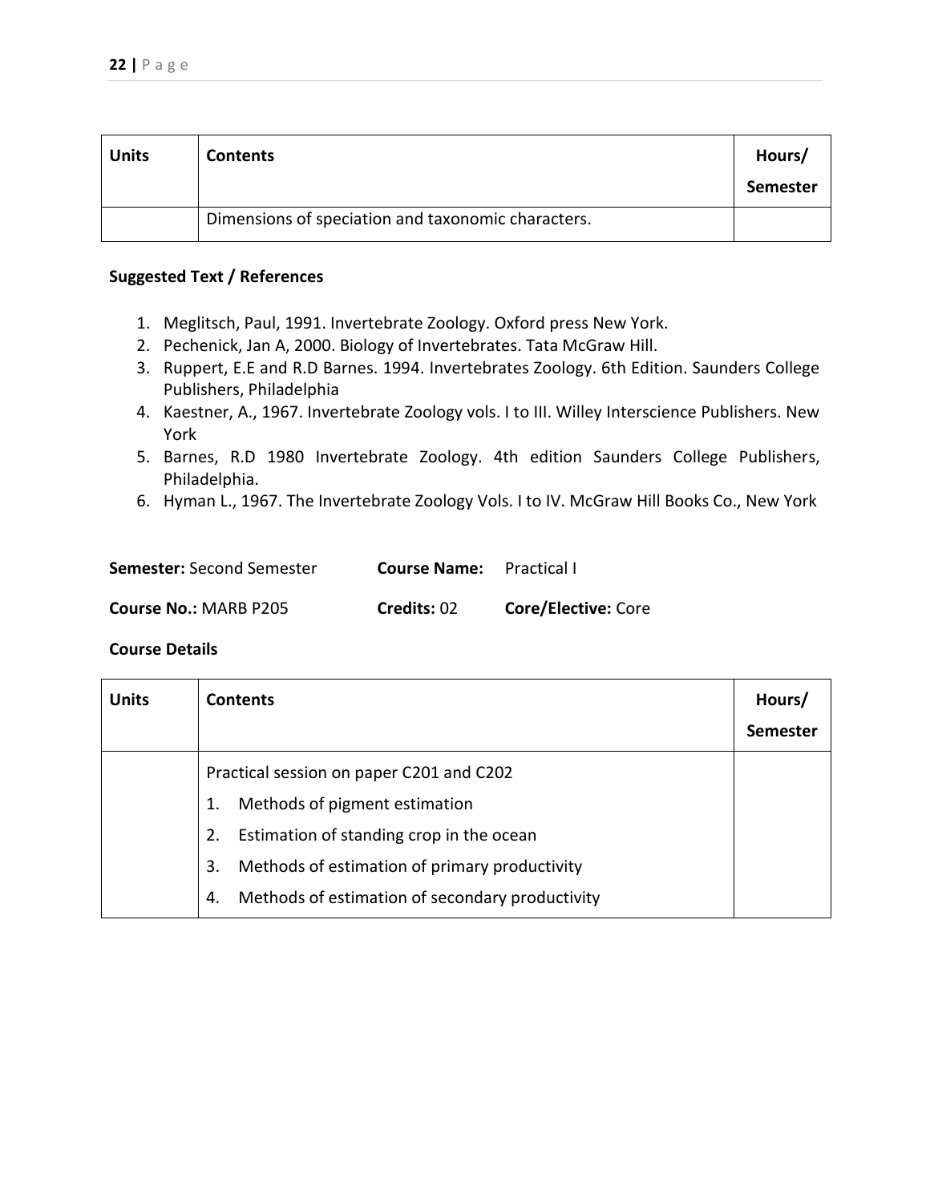| Units | Contents | Hours/ Semester |
|---|---|---|
| | Dimensions of speciation and taxonomic characters. | |

**Suggested Text / References**

1. Meglitsch, Paul, 1991. Invertebrate Zoology. Oxford press New York.
2. Pechenick, Jan A, 2000. Biology of Invertebrates. Tata McGraw Hill.
3. Ruppert, E.E and R.D Barnes. 1994. Invertebrates Zoology. 6th Edition. Saunders College Publishers, Philadelphia
4. Kaestner, A., 1967. Invertebrate Zoology vols. I to III. Willey Interscience Publishers. New York
5. Barnes, R.D 1980 Invertebrate Zoology. 4th edition Saunders College Publishers, Philadelphia.
6. Hyman L., 1967. The Invertebrate Zoology Vols. I to IV. McGraw Hill Books Co., New York

**Semester:** Second Semester **Course Name:** Practical I

**Course No.:** MARB P205 **Credits:** 02 **Core/Elective:** Core

**Course Details**

| Units | Contents | Hours/ Semester |
|---|---|---|
| | Practical session on paper C201 and C202<br>1. Methods of pigment estimation<br>2. Estimation of standing crop in the ocean<br>3. Methods of estimation of primary productivity<br>4. Methods of estimation of secondary productivity | |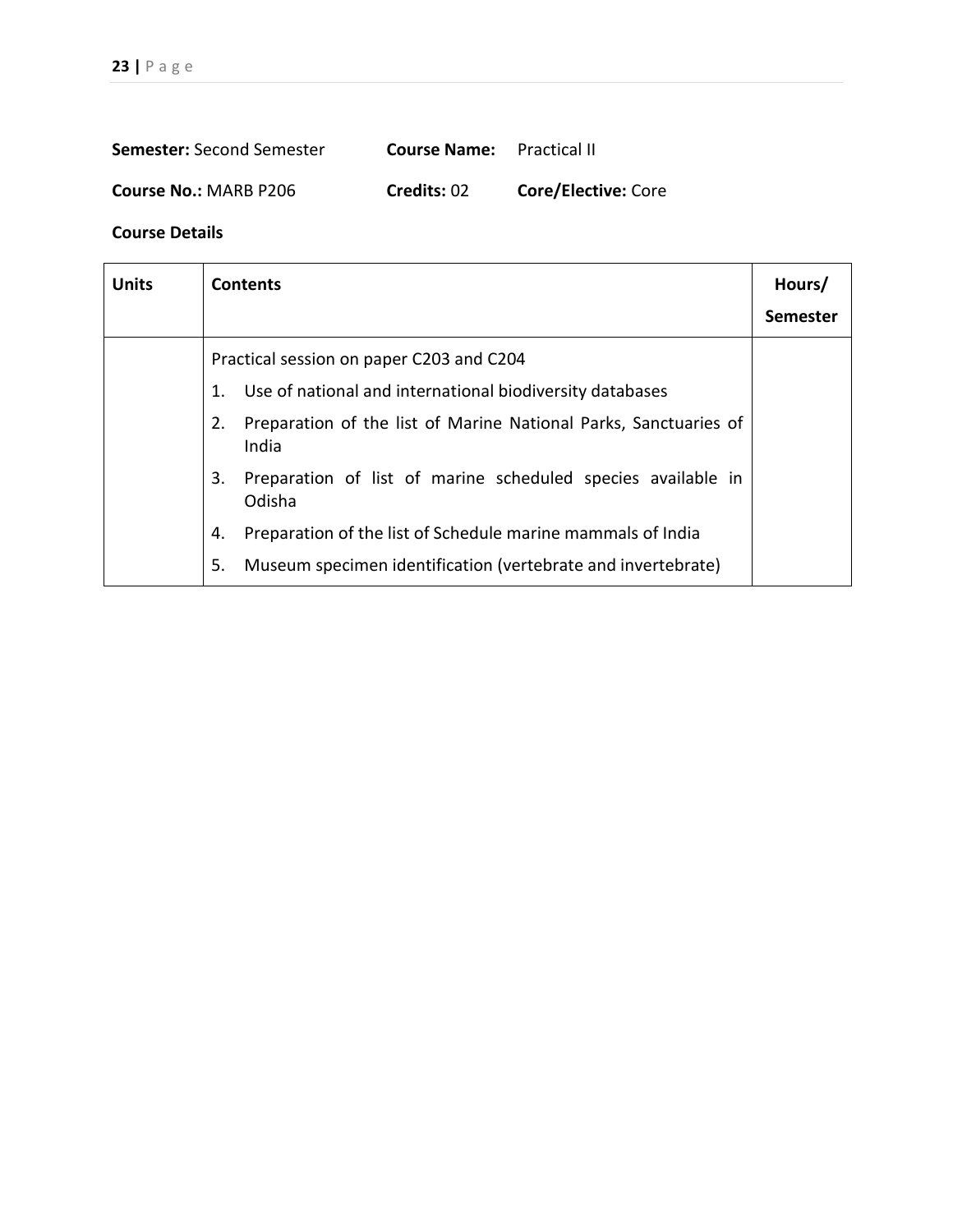**Semester:** Second Semester **Course Name:** Practical II

**Course No.:** MARB P206 **Credits:** 02 **Core/Elective:** Core

**Course Details**

| Units | Contents | Hours/ Semester |
|---|---|---|
| | Practical session on paper C203 and C204<br>1. Use of national and international biodiversity databases<br>2. Preparation of the list of Marine National Parks, Sanctuaries of India<br>3. Preparation of list of marine scheduled species available in Odisha<br>4. Preparation of the list of Schedule marine mammals of India<br>5. Museum specimen identification (vertebrate and invertebrate) | |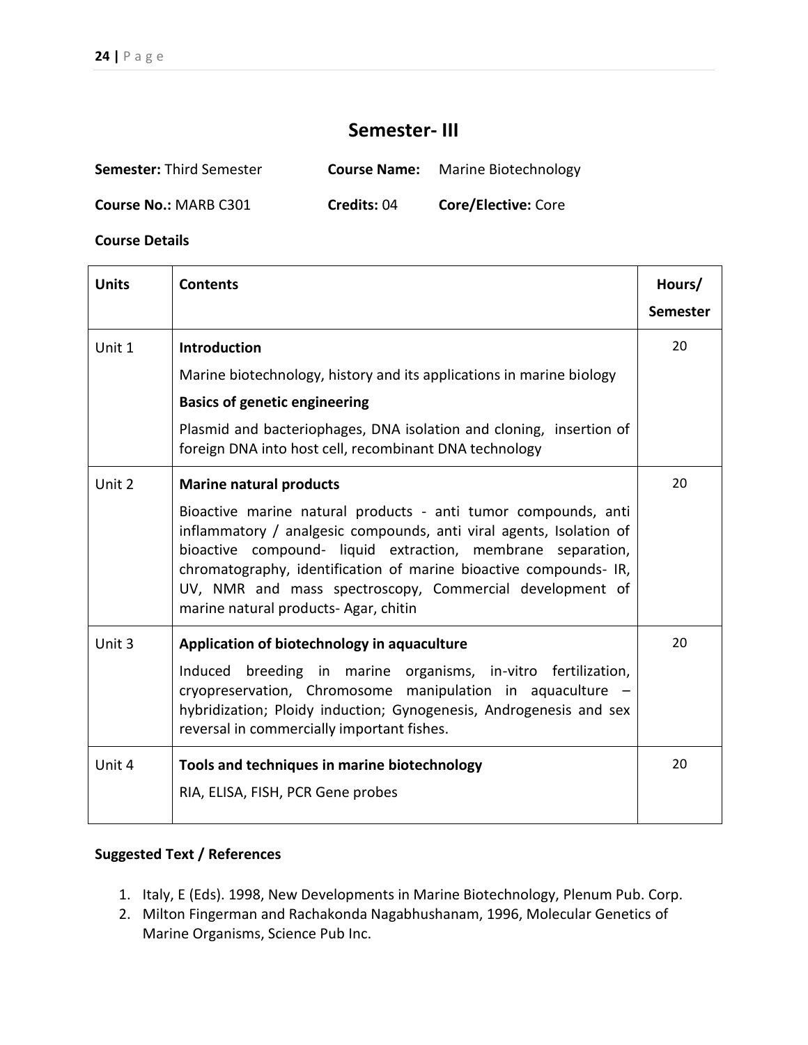## Semester- III

**Semester:** Third Semester **Course Name:** Marine Biotechnology

**Course No.:** MARB C301 **Credits:** 04 **Core/Elective:** Core

**Course Details**

| Units | Contents | Hours/ Semester |
|---|---|---|
| Unit 1 | **Introduction**<br>Marine biotechnology, history and its applications in marine biology<br>**Basics of genetic engineering**<br>Plasmid and bacteriophages, DNA isolation and cloning, insertion of foreign DNA into host cell, recombinant DNA technology | 20 |
| Unit 2 | **Marine natural products**<br>Bioactive marine natural products - anti tumor compounds, anti inflammatory / analgesic compounds, anti viral agents, Isolation of bioactive compound- liquid extraction, membrane separation, chromatography, identification of marine bioactive compounds- IR, UV, NMR and mass spectroscopy, Commercial development of marine natural products- Agar, chitin | 20 |
| Unit 3 | **Application of biotechnology in aquaculture**<br>Induced breeding in marine organisms, in-vitro fertilization, cryopreservation, Chromosome manipulation in aquaculture – hybridization; Ploidy induction; Gynogenesis, Androgenesis and sex reversal in commercially important fishes. | 20 |
| Unit 4 | **Tools and techniques in marine biotechnology**<br>RIA, ELISA, FISH, PCR Gene probes | 20 |

**Suggested Text / References**

1. Italy, E (Eds). 1998, New Developments in Marine Biotechnology, Plenum Pub. Corp.
2. Milton Fingerman and Rachakonda Nagabhushanam, 1996, Molecular Genetics of Marine Organisms, Science Pub Inc.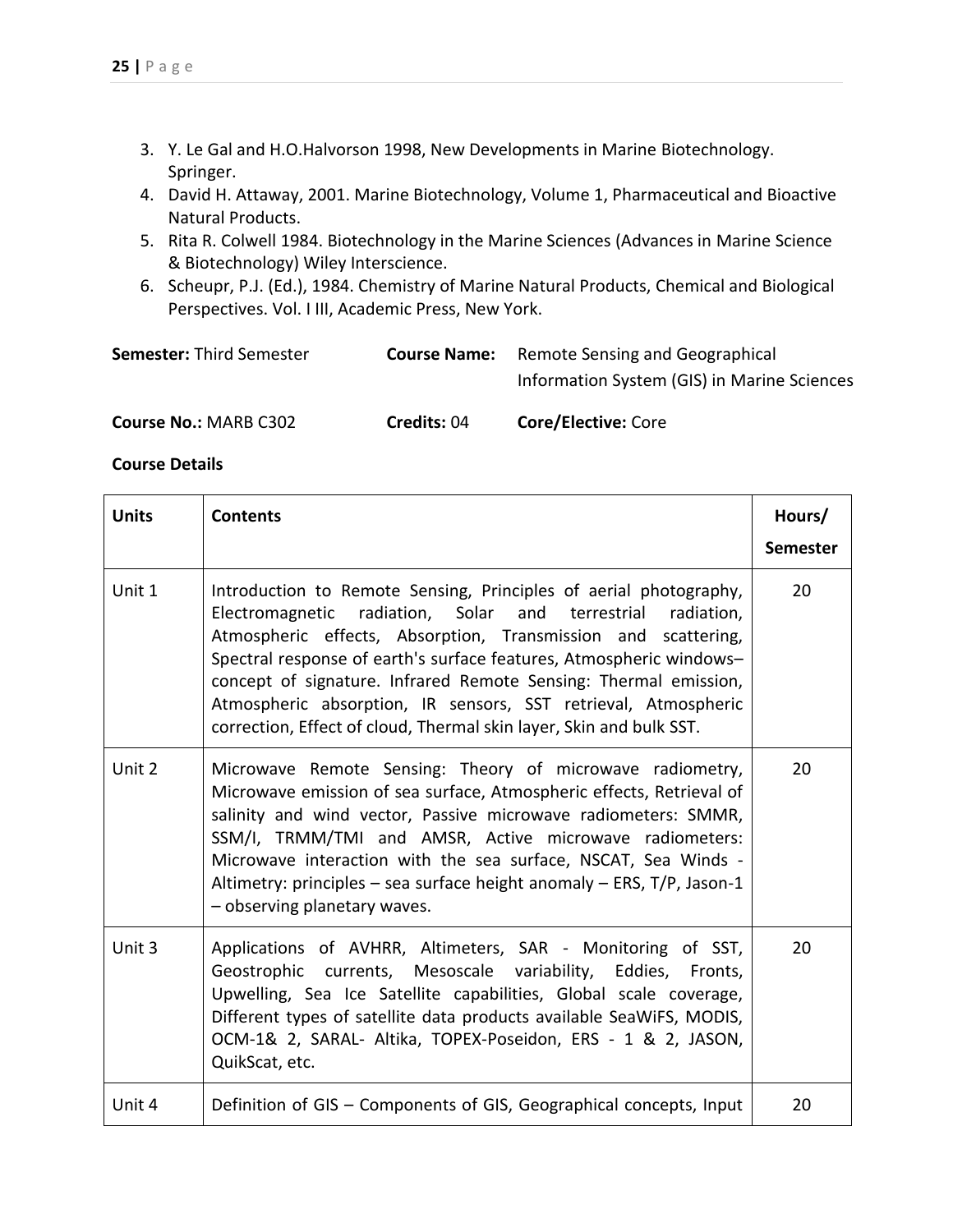3. Y. Le Gal and H.O.Halvorson 1998, New Developments in Marine Biotechnology. Springer.
4. David H. Attaway, 2001. Marine Biotechnology, Volume 1, Pharmaceutical and Bioactive Natural Products.
5. Rita R. Colwell 1984. Biotechnology in the Marine Sciences (Advances in Marine Science & Biotechnology) Wiley Interscience.
6. Scheupr, P.J. (Ed.), 1984. Chemistry of Marine Natural Products, Chemical and Biological Perspectives. Vol. I III, Academic Press, New York.

**Semester:** Third Semester **Course Name:** Remote Sensing and Geographical Information System (GIS) in Marine Sciences

**Course No.:** MARB C302 **Credits:** 04 **Core/Elective:** Core

**Course Details**

| **Units** | **Contents** | **Hours/ Semester** |
|---|---|---|
| Unit 1 | Introduction to Remote Sensing, Principles of aerial photography, Electromagnetic radiation, Solar and terrestrial radiation, Atmospheric effects, Absorption, Transmission and scattering, Spectral response of earth's surface features, Atmospheric windows– concept of signature. Infrared Remote Sensing: Thermal emission, Atmospheric absorption, IR sensors, SST retrieval, Atmospheric correction, Effect of cloud, Thermal skin layer, Skin and bulk SST. | 20 |
| Unit 2 | Microwave Remote Sensing: Theory of microwave radiometry, Microwave emission of sea surface, Atmospheric effects, Retrieval of salinity and wind vector, Passive microwave radiometers: SMMR, SSM/I, TRMM/TMI and AMSR, Active microwave radiometers: Microwave interaction with the sea surface, NSCAT, Sea Winds - Altimetry: principles – sea surface height anomaly – ERS, T/P, Jason-1 – observing planetary waves. | 20 |
| Unit 3 | Applications of AVHRR, Altimeters, SAR - Monitoring of SST, Geostrophic currents, Mesoscale variability, Eddies, Fronts, Upwelling, Sea Ice Satellite capabilities, Global scale coverage, Different types of satellite data products available SeaWiFS, MODIS, OCM-1& 2, SARAL- Altika, TOPEX-Poseidon, ERS - 1 & 2, JASON, QuikScat, etc. | 20 |
| Unit 4 | Definition of GIS – Components of GIS, Geographical concepts, Input | 20 |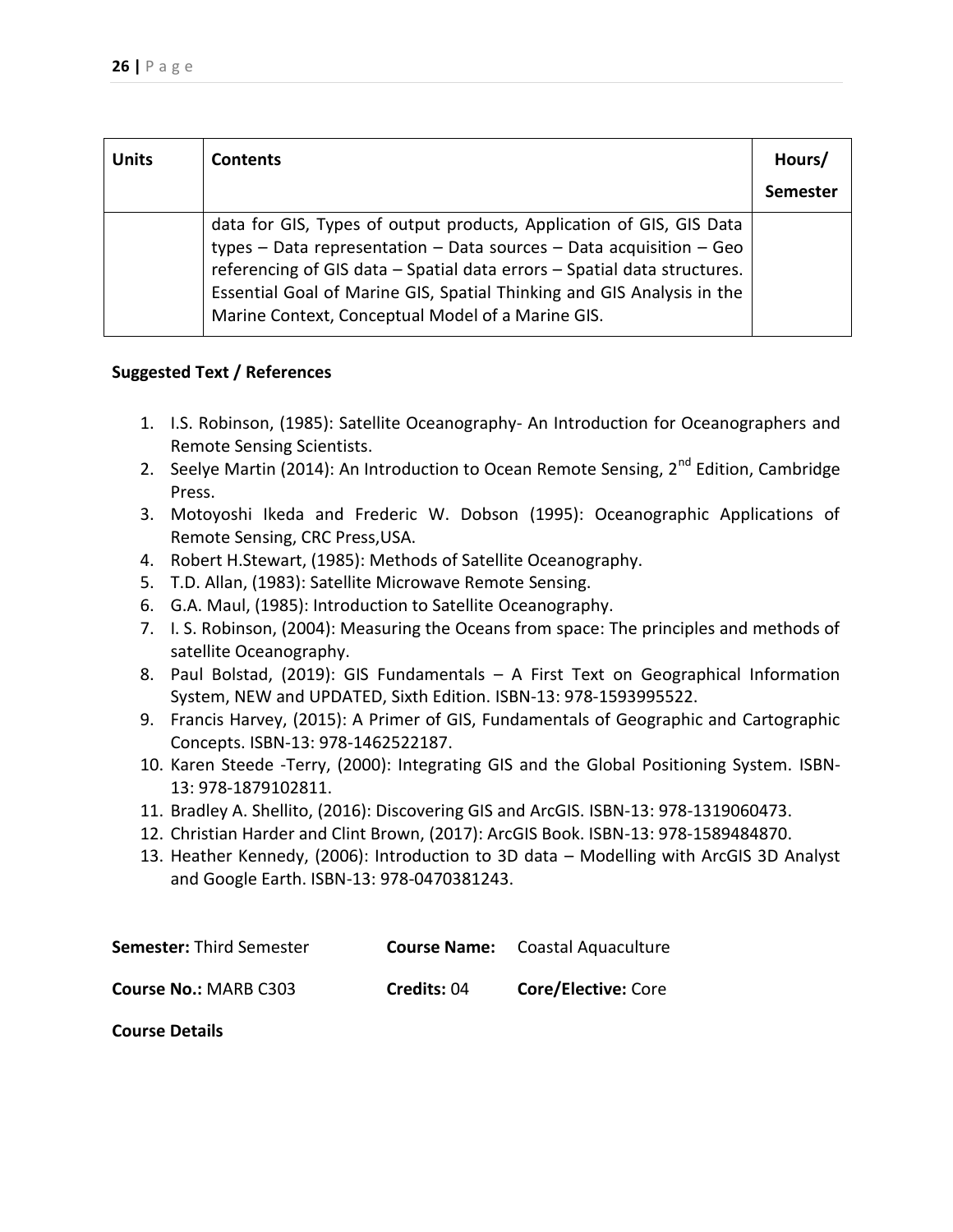| Units | Contents | Hours/ Semester |
|---|---|---|
| | data for GIS, Types of output products, Application of GIS, GIS Data types – Data representation – Data sources – Data acquisition – Geo referencing of GIS data – Spatial data errors – Spatial data structures. Essential Goal of Marine GIS, Spatial Thinking and GIS Analysis in the Marine Context, Conceptual Model of a Marine GIS. | |

**Suggested Text / References**

1. I.S. Robinson, (1985): Satellite Oceanography- An Introduction for Oceanographers and Remote Sensing Scientists.
2. Seelye Martin (2014): An Introduction to Ocean Remote Sensing, 2nd Edition, Cambridge Press.
3. Motoyoshi Ikeda and Frederic W. Dobson (1995): Oceanographic Applications of Remote Sensing, CRC Press,USA.
4. Robert H.Stewart, (1985): Methods of Satellite Oceanography.
5. T.D. Allan, (1983): Satellite Microwave Remote Sensing.
6. G.A. Maul, (1985): Introduction to Satellite Oceanography.
7. I. S. Robinson, (2004): Measuring the Oceans from space: The principles and methods of satellite Oceanography.
8. Paul Bolstad, (2019): GIS Fundamentals – A First Text on Geographical Information System, NEW and UPDATED, Sixth Edition. ISBN-13: 978-1593995522.
9. Francis Harvey, (2015): A Primer of GIS, Fundamentals of Geographic and Cartographic Concepts. ISBN-13: 978-1462522187.
10. Karen Steede -Terry, (2000): Integrating GIS and the Global Positioning System. ISBN-13: 978-1879102811.
11. Bradley A. Shellito, (2016): Discovering GIS and ArcGIS. ISBN-13: 978-1319060473.
12. Christian Harder and Clint Brown, (2017): ArcGIS Book. ISBN-13: 978-1589484870.
13. Heather Kennedy, (2006): Introduction to 3D data – Modelling with ArcGIS 3D Analyst and Google Earth. ISBN-13: 978-0470381243.

**Semester:** Third Semester **Course Name:** Coastal Aquaculture

**Course No.:** MARB C303 **Credits:** 04 **Core/Elective:** Core

**Course Details**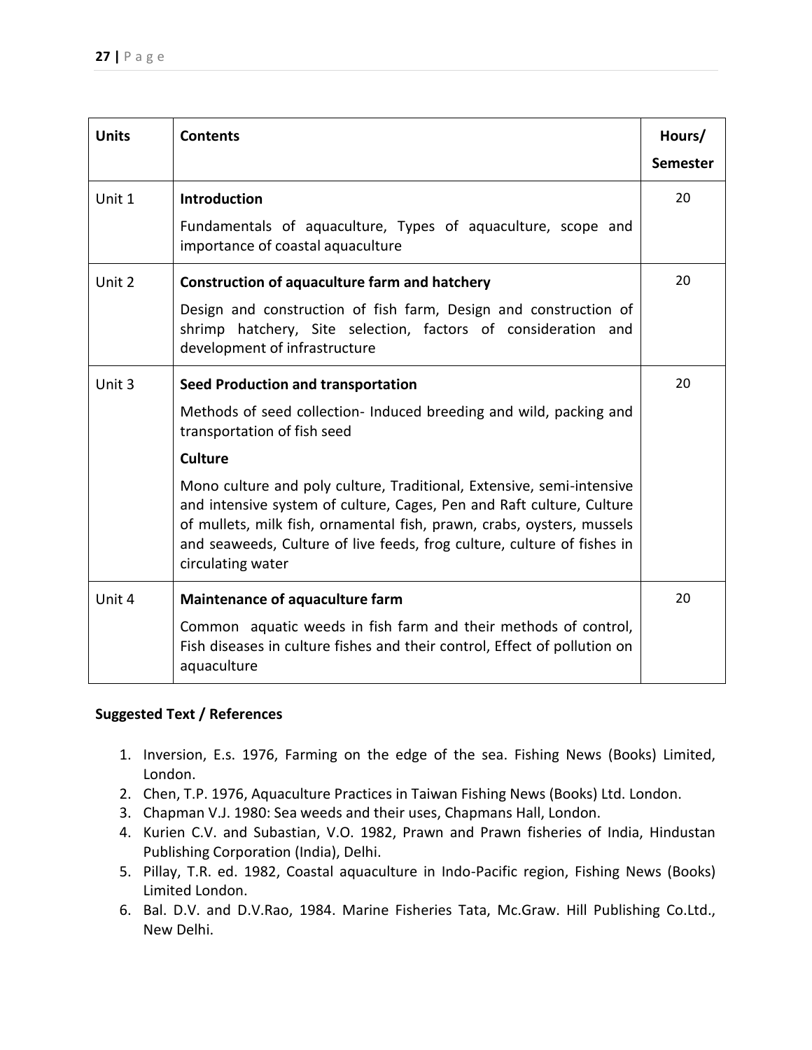| Units | Contents | Hours/ Semester |
|---|---|---|
| Unit 1 | **Introduction**<br>Fundamentals of aquaculture, Types of aquaculture, scope and importance of coastal aquaculture | 20 |
| Unit 2 | **Construction of aquaculture farm and hatchery**<br>Design and construction of fish farm, Design and construction of shrimp hatchery, Site selection, factors of consideration and development of infrastructure | 20 |
| Unit 3 | **Seed Production and transportation**<br>Methods of seed collection- Induced breeding and wild, packing and transportation of fish seed<br>**Culture**<br>Mono culture and poly culture, Traditional, Extensive, semi-intensive and intensive system of culture, Cages, Pen and Raft culture, Culture of mullets, milk fish, ornamental fish, prawn, crabs, oysters, mussels and seaweeds, Culture of live feeds, frog culture, culture of fishes in circulating water | 20 |
| Unit 4 | **Maintenance of aquaculture farm**<br>Common aquatic weeds in fish farm and their methods of control, Fish diseases in culture fishes and their control, Effect of pollution on aquaculture | 20 |

**Suggested Text / References**

1. Inversion, E.s. 1976, Farming on the edge of the sea. Fishing News (Books) Limited, London.
2. Chen, T.P. 1976, Aquaculture Practices in Taiwan Fishing News (Books) Ltd. London.
3. Chapman V.J. 1980: Sea weeds and their uses, Chapmans Hall, London.
4. Kurien C.V. and Subastian, V.O. 1982, Prawn and Prawn fisheries of India, Hindustan Publishing Corporation (India), Delhi.
5. Pillay, T.R. ed. 1982, Coastal aquaculture in Indo-Pacific region, Fishing News (Books) Limited London.
6. Bal. D.V. and D.V.Rao, 1984. Marine Fisheries Tata, Mc.Graw. Hill Publishing Co.Ltd., New Delhi.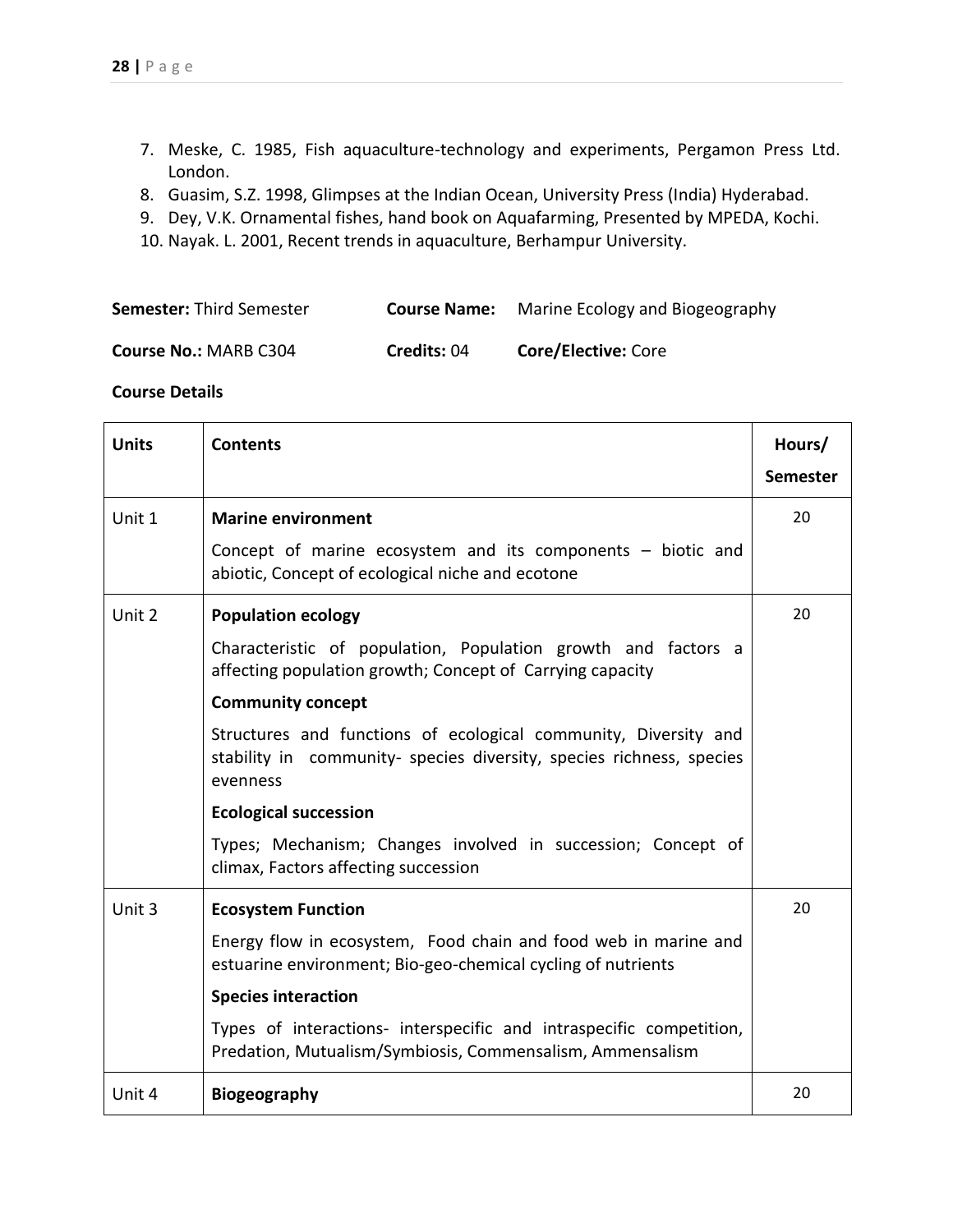7. Meske, C. 1985, Fish aquaculture-technology and experiments, Pergamon Press Ltd. London.
8. Guasim, S.Z. 1998, Glimpses at the Indian Ocean, University Press (India) Hyderabad.
9. Dey, V.K. Ornamental fishes, hand book on Aquafarming, Presented by MPEDA, Kochi.
10. Nayak. L. 2001, Recent trends in aquaculture, Berhampur University.

| **Semester:** Third Semester | **Course Name:** | Marine Ecology and Biogeography |
|---|---|---|
| **Course No.:** MARB C304 | **Credits:** 04 | **Core/Elective:** Core |

**Course Details**

| Units | Contents | Hours/ Semester |
|---|---|---|
| Unit 1 | **Marine environment**<br>Concept of marine ecosystem and its components – biotic and abiotic, Concept of ecological niche and ecotone | 20 |
| Unit 2 | **Population ecology**<br>Characteristic of population, Population growth and factors a affecting population growth; Concept of Carrying capacity<br>**Community concept**<br>Structures and functions of ecological community, Diversity and stability in community- species diversity, species richness, species evenness<br>**Ecological succession**<br>Types; Mechanism; Changes involved in succession; Concept of climax, Factors affecting succession | 20 |
| Unit 3 | **Ecosystem Function**<br>Energy flow in ecosystem, Food chain and food web in marine and estuarine environment; Bio-geo-chemical cycling of nutrients<br>**Species interaction**<br>Types of interactions- interspecific and intraspecific competition, Predation, Mutualism/Symbiosis, Commensalism, Ammensalism | 20 |
| Unit 4 | **Biogeography** | 20 |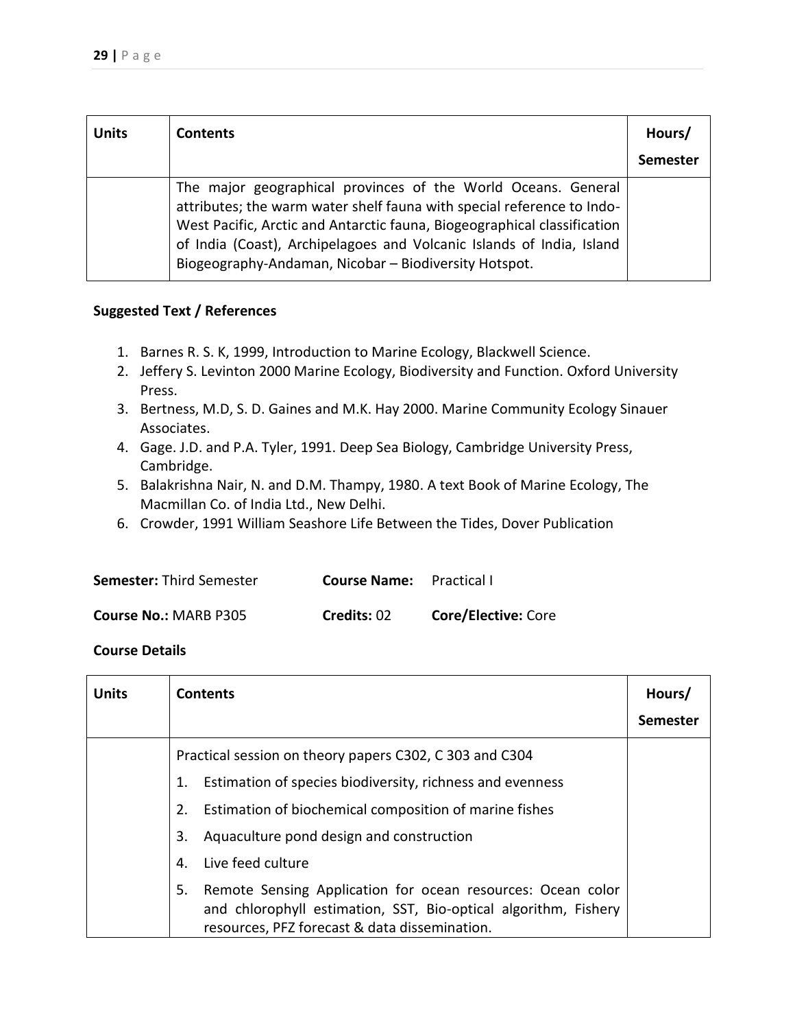| Units | Contents | Hours/ Semester |
|---|---|---|
| | The major geographical provinces of the World Oceans. General attributes; the warm water shelf fauna with special reference to Indo-West Pacific, Arctic and Antarctic fauna, Biogeographical classification of India (Coast), Archipelagoes and Volcanic Islands of India, Island Biogeography-Andaman, Nicobar – Biodiversity Hotspot. | |

**Suggested Text / References**

1. Barnes R. S. K, 1999, Introduction to Marine Ecology, Blackwell Science.
2. Jeffery S. Levinton 2000 Marine Ecology, Biodiversity and Function. Oxford University Press.
3. Bertness, M.D, S. D. Gaines and M.K. Hay 2000. Marine Community Ecology Sinauer Associates.
4. Gage. J.D. and P.A. Tyler, 1991. Deep Sea Biology, Cambridge University Press, Cambridge.
5. Balakrishna Nair, N. and D.M. Thampy, 1980. A text Book of Marine Ecology, The Macmillan Co. of India Ltd., New Delhi.
6. Crowder, 1991 William Seashore Life Between the Tides, Dover Publication

**Semester:** Third Semester **Course Name:** Practical I

**Course No.:** MARB P305 **Credits:** 02 **Core/Elective:** Core

**Course Details**

| Units | Contents | Hours/ Semester |
|---|---|---|
| | Practical session on theory papers C302, C 303 and C304<br>1. Estimation of species biodiversity, richness and evenness<br>2. Estimation of biochemical composition of marine fishes<br>3. Aquaculture pond design and construction<br>4. Live feed culture<br>5. Remote Sensing Application for ocean resources: Ocean color and chlorophyll estimation, SST, Bio-optical algorithm, Fishery resources, PFZ forecast & data dissemination. | |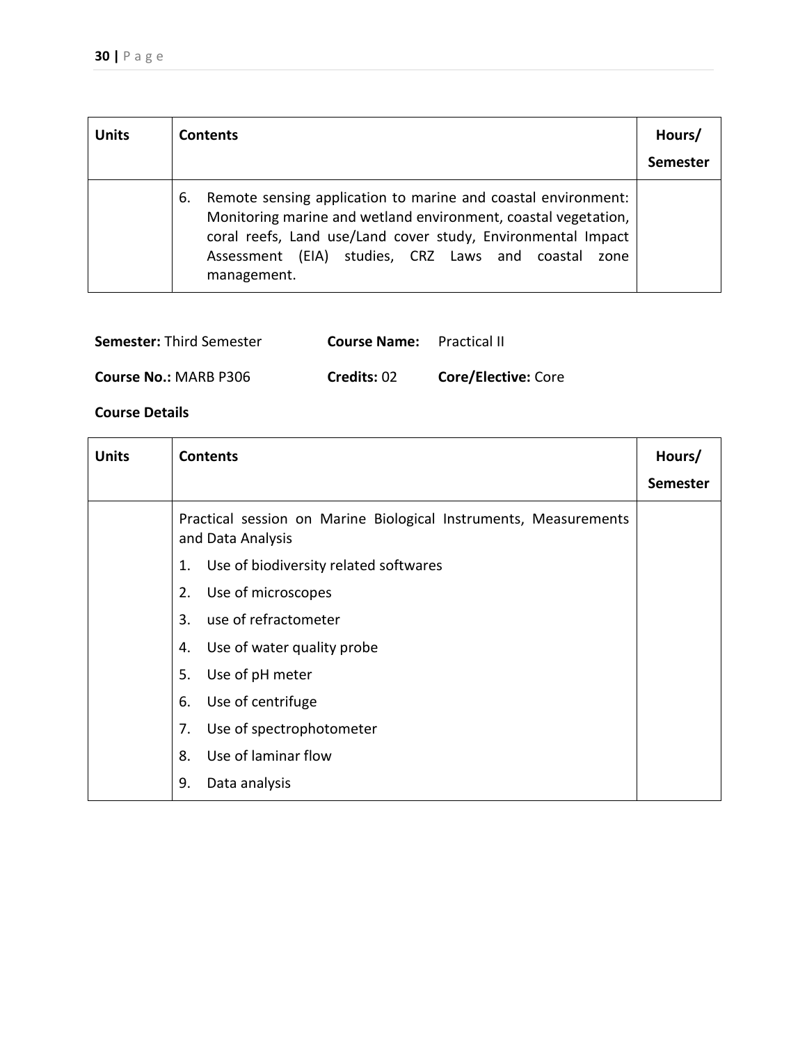| Units | Contents | Hours/ Semester |
|---|---|---|
| | 6. Remote sensing application to marine and coastal environment: Monitoring marine and wetland environment, coastal vegetation, coral reefs, Land use/Land cover study, Environmental Impact Assessment (EIA) studies, CRZ Laws and coastal zone management. | |

**Semester:** Third Semester **Course Name:** Practical II

**Course No.:** MARB P306 **Credits:** 02 **Core/Elective:** Core

**Course Details**

| Units | Contents | Hours/ Semester |
|---|---|---|
| | Practical session on Marine Biological Instruments, Measurements and Data Analysis<br>1. Use of biodiversity related softwares<br>2. Use of microscopes<br>3. use of refractometer<br>4. Use of water quality probe<br>5. Use of pH meter<br>6. Use of centrifuge<br>7. Use of spectrophotometer<br>8. Use of laminar flow<br>9. Data analysis | |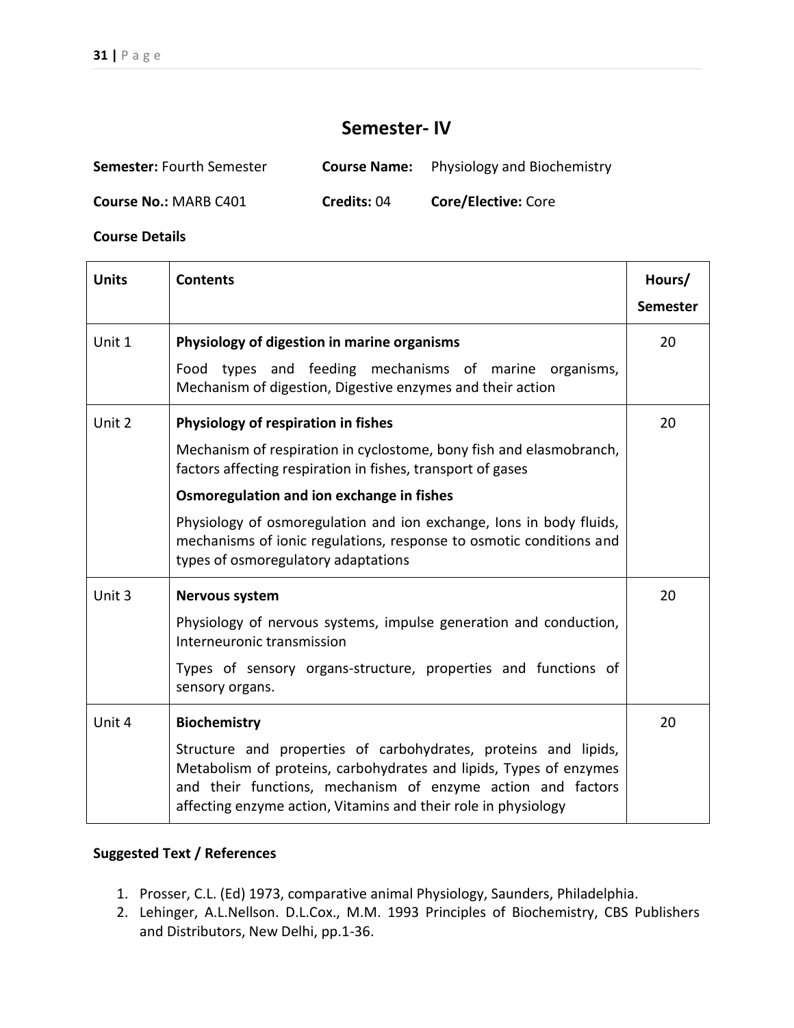## Semester- IV

**Semester:** Fourth Semester **Course Name:** Physiology and Biochemistry

**Course No.:** MARB C401 **Credits:** 04 **Core/Elective:** Core

**Course Details**

| Units | Contents | Hours/ Semester |
|---|---|---|
| Unit 1 | **Physiology of digestion in marine organisms**<br>Food types and feeding mechanisms of marine organisms, Mechanism of digestion, Digestive enzymes and their action | 20 |
| Unit 2 | **Physiology of respiration in fishes**<br>Mechanism of respiration in cyclostome, bony fish and elasmobranch, factors affecting respiration in fishes, transport of gases<br>**Osmoregulation and ion exchange in fishes**<br>Physiology of osmoregulation and ion exchange, Ions in body fluids, mechanisms of ionic regulations, response to osmotic conditions and types of osmoregulatory adaptations | 20 |
| Unit 3 | **Nervous system**<br>Physiology of nervous systems, impulse generation and conduction, Interneuronic transmission<br>Types of sensory organs-structure, properties and functions of sensory organs. | 20 |
| Unit 4 | **Biochemistry**<br>Structure and properties of carbohydrates, proteins and lipids, Metabolism of proteins, carbohydrates and lipids, Types of enzymes and their functions, mechanism of enzyme action and factors affecting enzyme action, Vitamins and their role in physiology | 20 |

**Suggested Text / References**

1. Prosser, C.L. (Ed) 1973, comparative animal Physiology, Saunders, Philadelphia.
2. Lehinger, A.L.Nellson. D.L.Cox., M.M. 1993 Principles of Biochemistry, CBS Publishers and Distributors, New Delhi, pp.1-36.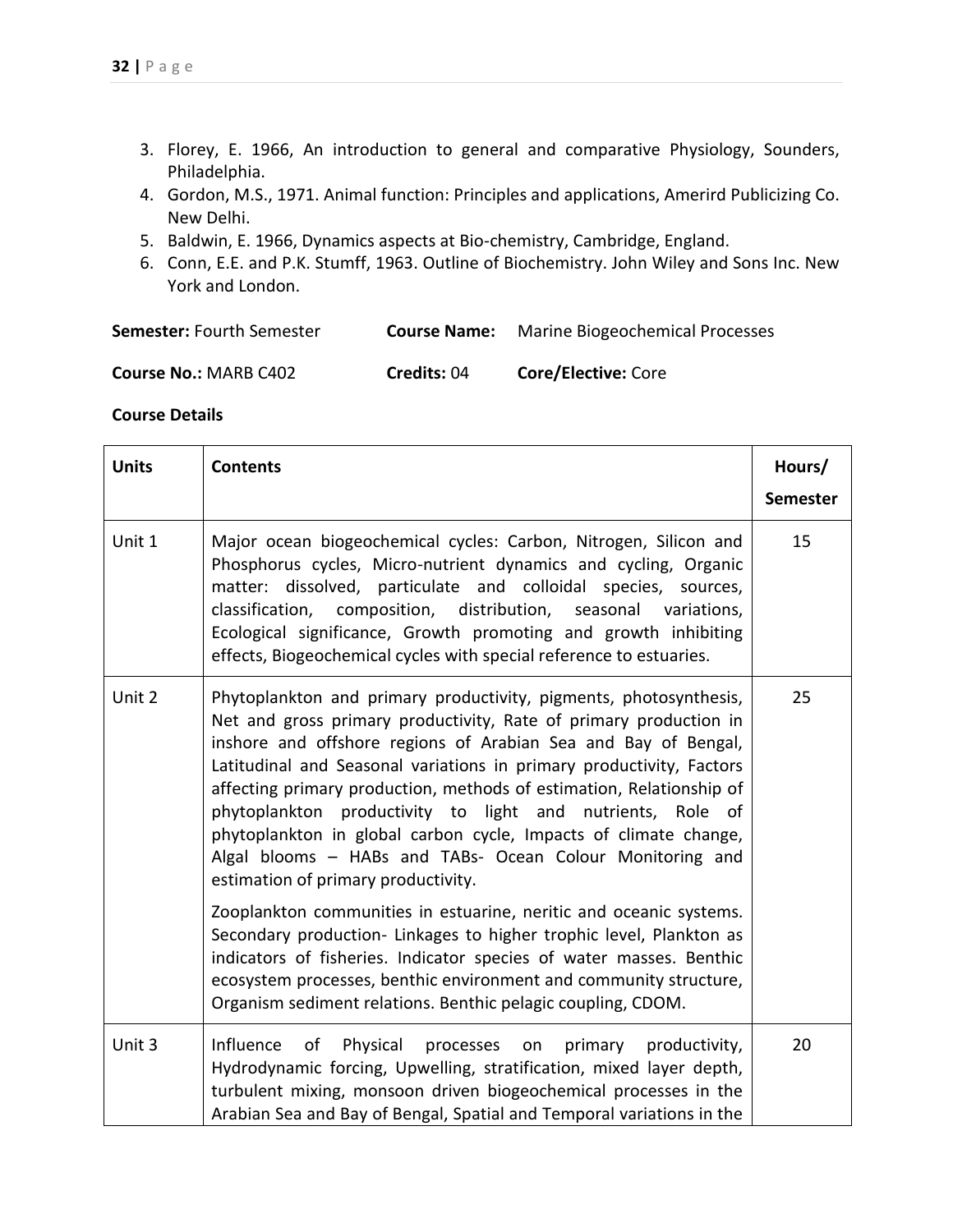3. Florey, E. 1966, An introduction to general and comparative Physiology, Sounders, Philadelphia.
4. Gordon, M.S., 1971. Animal function: Principles and applications, Amerird Publicizing Co. New Delhi.
5. Baldwin, E. 1966, Dynamics aspects at Bio-chemistry, Cambridge, England.
6. Conn, E.E. and P.K. Stumff, 1963. Outline of Biochemistry. John Wiley and Sons Inc. New York and London.

**Semester:** Fourth Semester **Course Name:** Marine Biogeochemical Processes

**Course No.:** MARB C402 **Credits:** 04 **Core/Elective:** Core

**Course Details**

| Units | Contents | Hours/ Semester |
|---|---|---|
| Unit 1 | Major ocean biogeochemical cycles: Carbon, Nitrogen, Silicon and Phosphorus cycles, Micro-nutrient dynamics and cycling, Organic matter: dissolved, particulate and colloidal species, sources, classification, composition, distribution, seasonal variations, Ecological significance, Growth promoting and growth inhibiting effects, Biogeochemical cycles with special reference to estuaries. | 15 |
| Unit 2 | Phytoplankton and primary productivity, pigments, photosynthesis, Net and gross primary productivity, Rate of primary production in inshore and offshore regions of Arabian Sea and Bay of Bengal, Latitudinal and Seasonal variations in primary productivity, Factors affecting primary production, methods of estimation, Relationship of phytoplankton productivity to light and nutrients, Role of phytoplankton in global carbon cycle, Impacts of climate change, Algal blooms – HABs and TABs- Ocean Colour Monitoring and estimation of primary productivity.<br><br>Zooplankton communities in estuarine, neritic and oceanic systems. Secondary production- Linkages to higher trophic level, Plankton as indicators of fisheries. Indicator species of water masses. Benthic ecosystem processes, benthic environment and community structure, Organism sediment relations. Benthic pelagic coupling, CDOM. | 25 |
| Unit 3 | Influence of Physical processes on primary productivity, Hydrodynamic forcing, Upwelling, stratification, mixed layer depth, turbulent mixing, monsoon driven biogeochemical processes in the Arabian Sea and Bay of Bengal, Spatial and Temporal variations in the | 20 |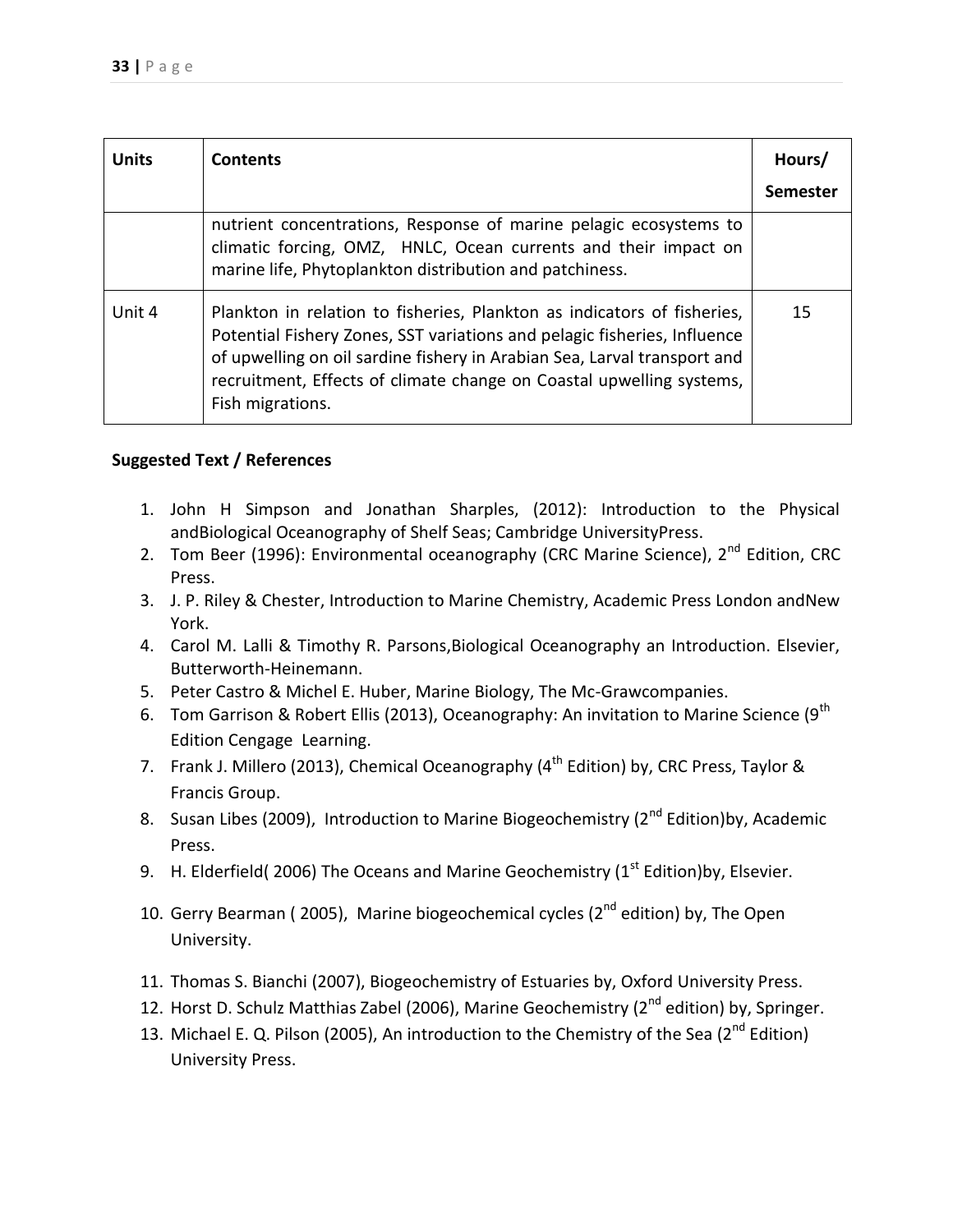| Units | Contents | Hours/ Semester |
|---|---|---|
| | nutrient concentrations, Response of marine pelagic ecosystems to climatic forcing, OMZ, HNLC, Ocean currents and their impact on marine life, Phytoplankton distribution and patchiness. | |
| Unit 4 | Plankton in relation to fisheries, Plankton as indicators of fisheries, Potential Fishery Zones, SST variations and pelagic fisheries, Influence of upwelling on oil sardine fishery in Arabian Sea, Larval transport and recruitment, Effects of climate change on Coastal upwelling systems, Fish migrations. | 15 |

**Suggested Text / References**

1. John H Simpson and Jonathan Sharples, (2012): Introduction to the Physical andBiological Oceanography of Shelf Seas; Cambridge UniversityPress.
2. Tom Beer (1996): Environmental oceanography (CRC Marine Science), 2nd Edition, CRC Press.
3. J. P. Riley & Chester, Introduction to Marine Chemistry, Academic Press London andNew York.
4. Carol M. Lalli & Timothy R. Parsons,Biological Oceanography an Introduction. Elsevier, Butterworth-Heinemann.
5. Peter Castro & Michel E. Huber, Marine Biology, The Mc-Grawcompanies.
6. Tom Garrison & Robert Ellis (2013), Oceanography: An invitation to Marine Science (9th Edition Cengage Learning.
7. Frank J. Millero (2013), Chemical Oceanography (4th Edition) by, CRC Press, Taylor & Francis Group.
8. Susan Libes (2009), Introduction to Marine Biogeochemistry (2nd Edition)by, Academic Press.
9. H. Elderfield( 2006) The Oceans and Marine Geochemistry (1st Edition)by, Elsevier.
10. Gerry Bearman ( 2005), Marine biogeochemical cycles (2nd edition) by, The Open University.
11. Thomas S. Bianchi (2007), Biogeochemistry of Estuaries by, Oxford University Press.
12. Horst D. Schulz Matthias Zabel (2006), Marine Geochemistry (2nd edition) by, Springer.
13. Michael E. Q. Pilson (2005), An introduction to the Chemistry of the Sea (2nd Edition) University Press.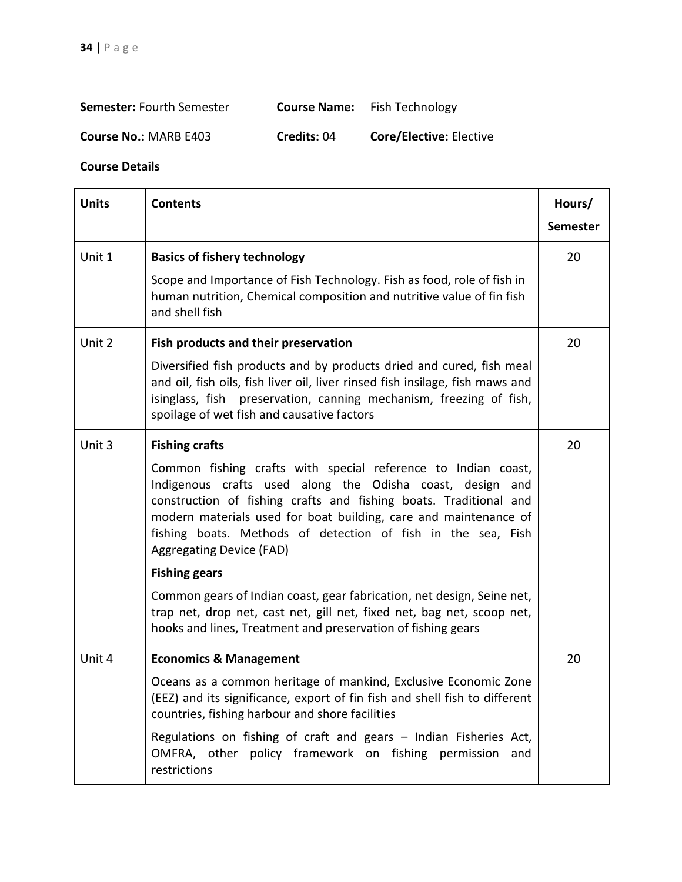**Semester:** Fourth Semester **Course Name:** Fish Technology

**Course No.:** MARB E403 **Credits:** 04 **Core/Elective:** Elective

**Course Details**

| Units | Contents | Hours/ Semester |
|---|---|---|
| Unit 1 | **Basics of fishery technology**<br>Scope and Importance of Fish Technology. Fish as food, role of fish in human nutrition, Chemical composition and nutritive value of fin fish and shell fish | 20 |
| Unit 2 | **Fish products and their preservation**<br>Diversified fish products and by products dried and cured, fish meal and oil, fish oils, fish liver oil, liver rinsed fish insilage, fish maws and isinglass, fish preservation, canning mechanism, freezing of fish, spoilage of wet fish and causative factors | 20 |
| Unit 3 | **Fishing crafts**<br>Common fishing crafts with special reference to Indian coast, Indigenous crafts used along the Odisha coast, design and construction of fishing crafts and fishing boats. Traditional and modern materials used for boat building, care and maintenance of fishing boats. Methods of detection of fish in the sea, Fish Aggregating Device (FAD)<br>**Fishing gears**<br>Common gears of Indian coast, gear fabrication, net design, Seine net, trap net, drop net, cast net, gill net, fixed net, bag net, scoop net, hooks and lines, Treatment and preservation of fishing gears | 20 |
| Unit 4 | **Economics & Management**<br>Oceans as a common heritage of mankind, Exclusive Economic Zone (EEZ) and its significance, export of fin fish and shell fish to different countries, fishing harbour and shore facilities<br>Regulations on fishing of craft and gears – Indian Fisheries Act, OMFRA, other policy framework on fishing permission and restrictions | 20 |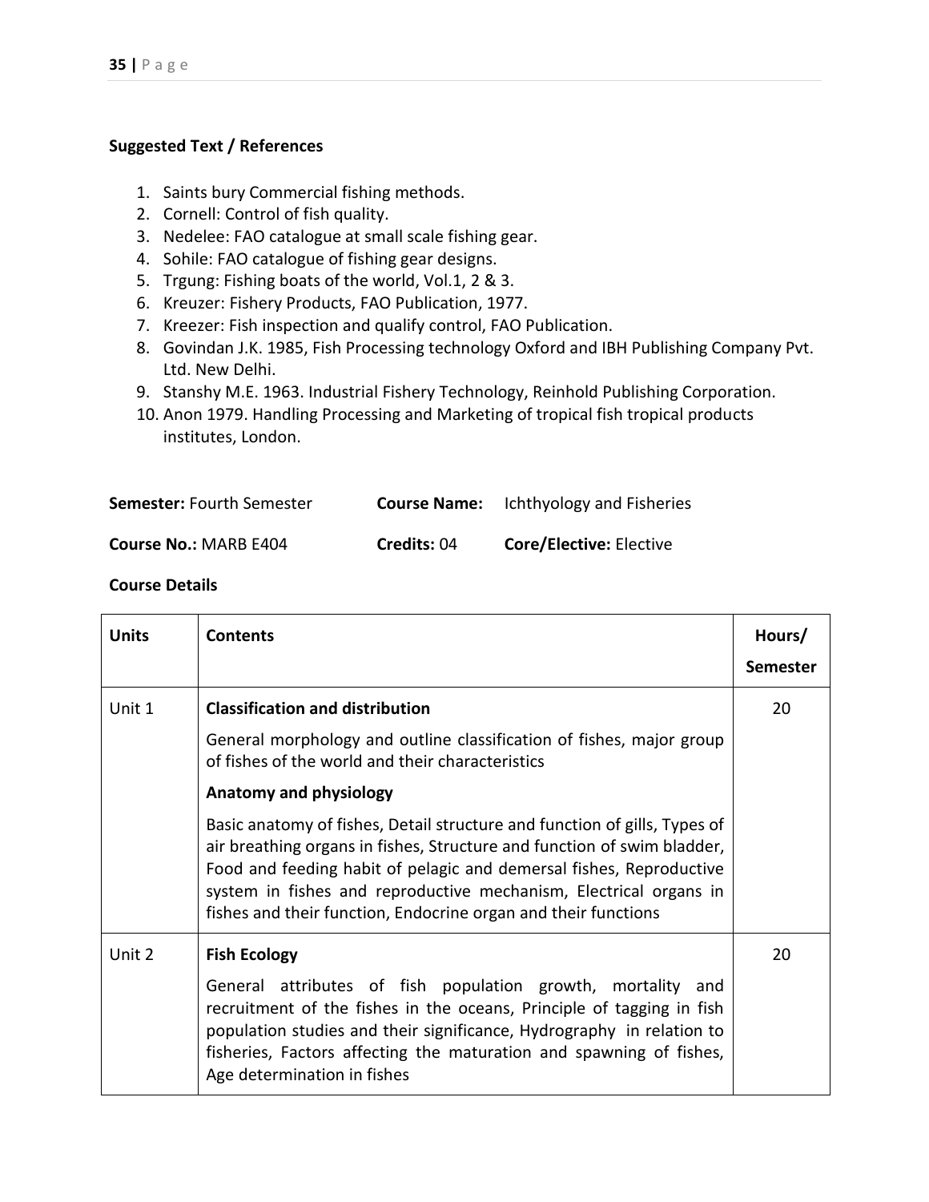**Suggested Text / References**

1. Saints bury Commercial fishing methods.
2. Cornell: Control of fish quality.
3. Nedelee: FAO catalogue at small scale fishing gear.
4. Sohile: FAO catalogue of fishing gear designs.
5. Trgung: Fishing boats of the world, Vol.1, 2 & 3.
6. Kreuzer: Fishery Products, FAO Publication, 1977.
7. Kreezer: Fish inspection and qualify control, FAO Publication.
8. Govindan J.K. 1985, Fish Processing technology Oxford and IBH Publishing Company Pvt. Ltd. New Delhi.
9. Stanshy M.E. 1963. Industrial Fishery Technology, Reinhold Publishing Corporation.
10. Anon 1979. Handling Processing and Marketing of tropical fish tropical products institutes, London.

**Semester:** Fourth Semester **Course Name:** Ichthyology and Fisheries

**Course No.:** MARB E404 **Credits:** 04 **Core/Elective:** Elective

**Course Details**

| Units | Contents | Hours/ Semester |
|---|---|---|
| Unit 1 | **Classification and distribution**<br>General morphology and outline classification of fishes, major group of fishes of the world and their characteristics<br>**Anatomy and physiology**<br>Basic anatomy of fishes, Detail structure and function of gills, Types of air breathing organs in fishes, Structure and function of swim bladder, Food and feeding habit of pelagic and demersal fishes, Reproductive system in fishes and reproductive mechanism, Electrical organs in fishes and their function, Endocrine organ and their functions | 20 |
| Unit 2 | **Fish Ecology**<br>General attributes of fish population growth, mortality and recruitment of the fishes in the oceans, Principle of tagging in fish population studies and their significance, Hydrography in relation to fisheries, Factors affecting the maturation and spawning of fishes, Age determination in fishes | 20 |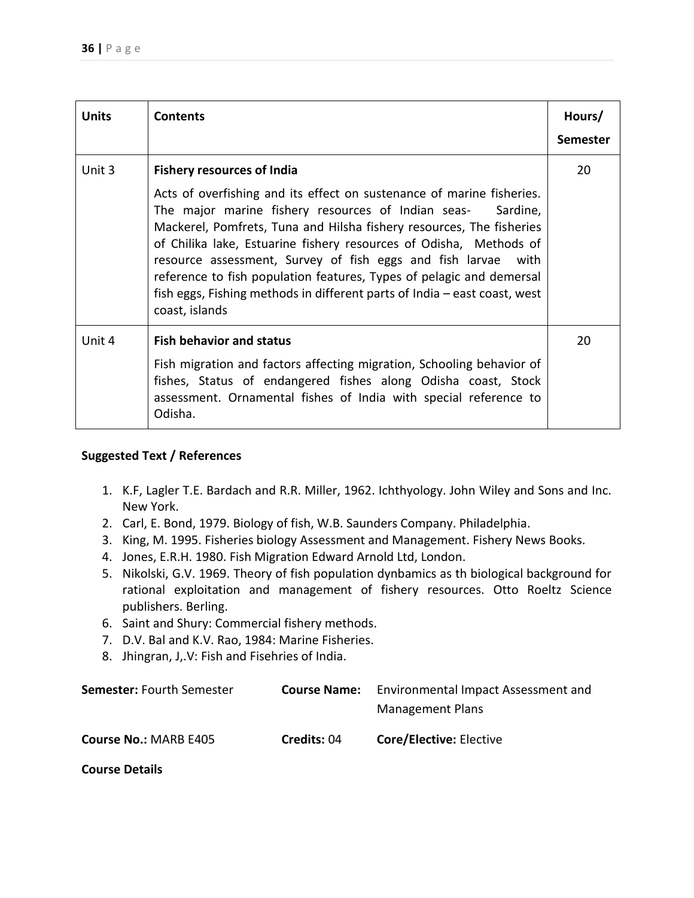| Units | Contents | Hours/ Semester |
|---|---|---|
| Unit 3 | **Fishery resources of India**<br>Acts of overfishing and its effect on sustenance of marine fisheries. The major marine fishery resources of Indian seas- Sardine, Mackerel, Pomfrets, Tuna and Hilsha fishery resources, The fisheries of Chilika lake, Estuarine fishery resources of Odisha, Methods of resource assessment, Survey of fish eggs and fish larvae with reference to fish population features, Types of pelagic and demersal fish eggs, Fishing methods in different parts of India – east coast, west coast, islands | 20 |
| Unit 4 | **Fish behavior and status**<br>Fish migration and factors affecting migration, Schooling behavior of fishes, Status of endangered fishes along Odisha coast, Stock assessment. Ornamental fishes of India with special reference to Odisha. | 20 |

**Suggested Text / References**

1. K.F, Lagler T.E. Bardach and R.R. Miller, 1962. Ichthyology. John Wiley and Sons and Inc. New York.
2. Carl, E. Bond, 1979. Biology of fish, W.B. Saunders Company. Philadelphia.
3. King, M. 1995. Fisheries biology Assessment and Management. Fishery News Books.
4. Jones, E.R.H. 1980. Fish Migration Edward Arnold Ltd, London.
5. Nikolski, G.V. 1969. Theory of fish population dynbamics as th biological background for rational exploitation and management of fishery resources. Otto Roeltz Science publishers. Berling.
6. Saint and Shury: Commercial fishery methods.
7. D.V. Bal and K.V. Rao, 1984: Marine Fisheries.
8. Jhingran, J,.V: Fish and Fisehries of India.

**Semester:** Fourth Semester **Course Name:** Environmental Impact Assessment and Management Plans

**Course No.:** MARB E405 **Credits:** 04 **Core/Elective:** Elective

**Course Details**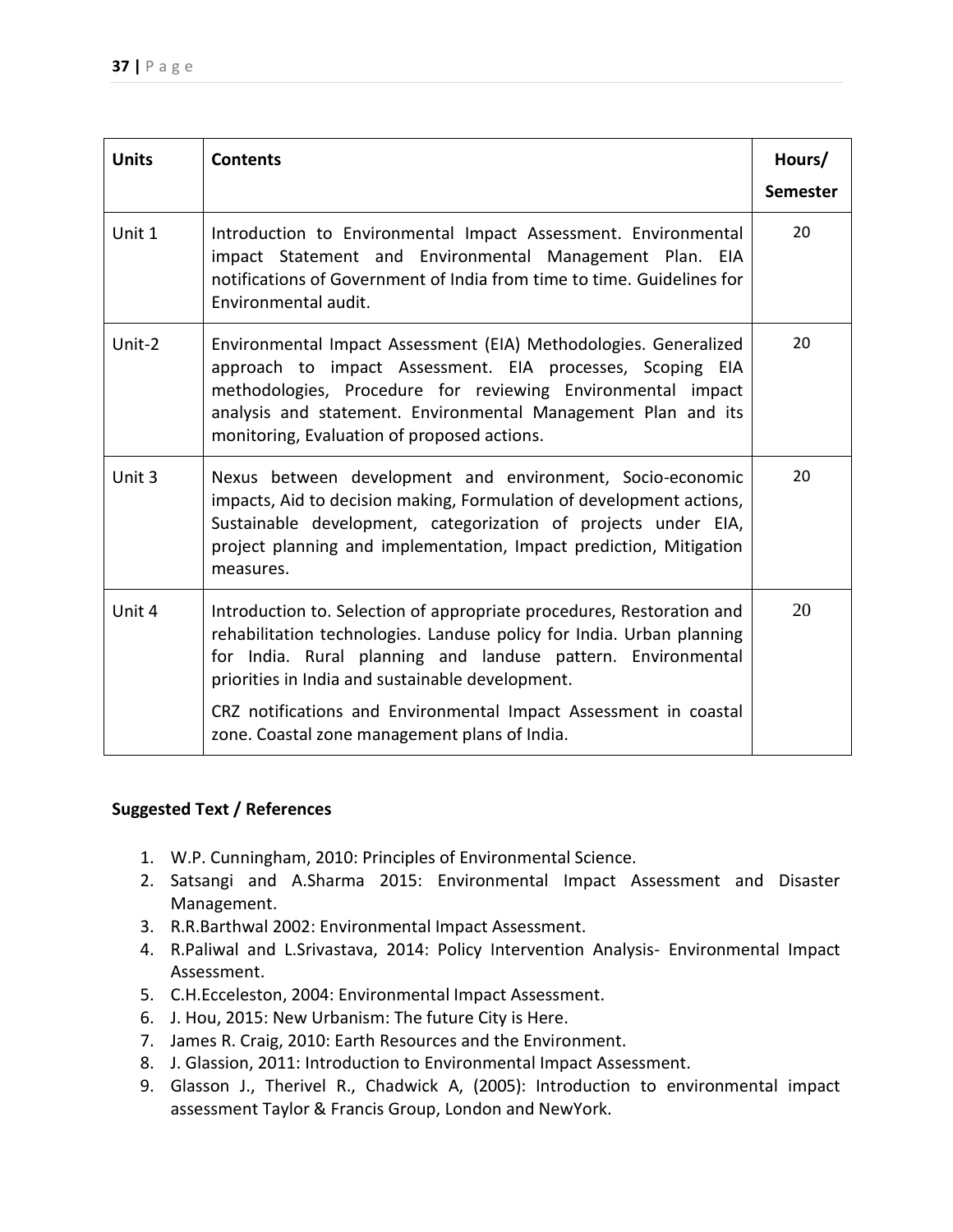| Units | Contents | Hours/ Semester |
|---|---|---|
| Unit 1 | Introduction to Environmental Impact Assessment. Environmental impact Statement and Environmental Management Plan. EIA notifications of Government of India from time to time. Guidelines for Environmental audit. | 20 |
| Unit-2 | Environmental Impact Assessment (EIA) Methodologies. Generalized approach to impact Assessment. EIA processes, Scoping EIA methodologies, Procedure for reviewing Environmental impact analysis and statement. Environmental Management Plan and its monitoring, Evaluation of proposed actions. | 20 |
| Unit 3 | Nexus between development and environment, Socio-economic impacts, Aid to decision making, Formulation of development actions, Sustainable development, categorization of projects under EIA, project planning and implementation, Impact prediction, Mitigation measures. | 20 |
| Unit 4 | Introduction to. Selection of appropriate procedures, Restoration and rehabilitation technologies. Landuse policy for India. Urban planning for India. Rural planning and landuse pattern. Environmental priorities in India and sustainable development. CRZ notifications and Environmental Impact Assessment in coastal zone. Coastal zone management plans of India. | 20 |

**Suggested Text / References**

1. W.P. Cunningham, 2010: Principles of Environmental Science.
2. Satsangi and A.Sharma 2015: Environmental Impact Assessment and Disaster Management.
3. R.R.Barthwal 2002: Environmental Impact Assessment.
4. R.Paliwal and L.Srivastava, 2014: Policy Intervention Analysis- Environmental Impact Assessment.
5. C.H.Ecceleston, 2004: Environmental Impact Assessment.
6. J. Hou, 2015: New Urbanism: The future City is Here.
7. James R. Craig, 2010: Earth Resources and the Environment.
8. J. Glassion, 2011: Introduction to Environmental Impact Assessment.
9. Glasson J., Therivel R., Chadwick A, (2005): Introduction to environmental impact assessment Taylor & Francis Group, London and NewYork.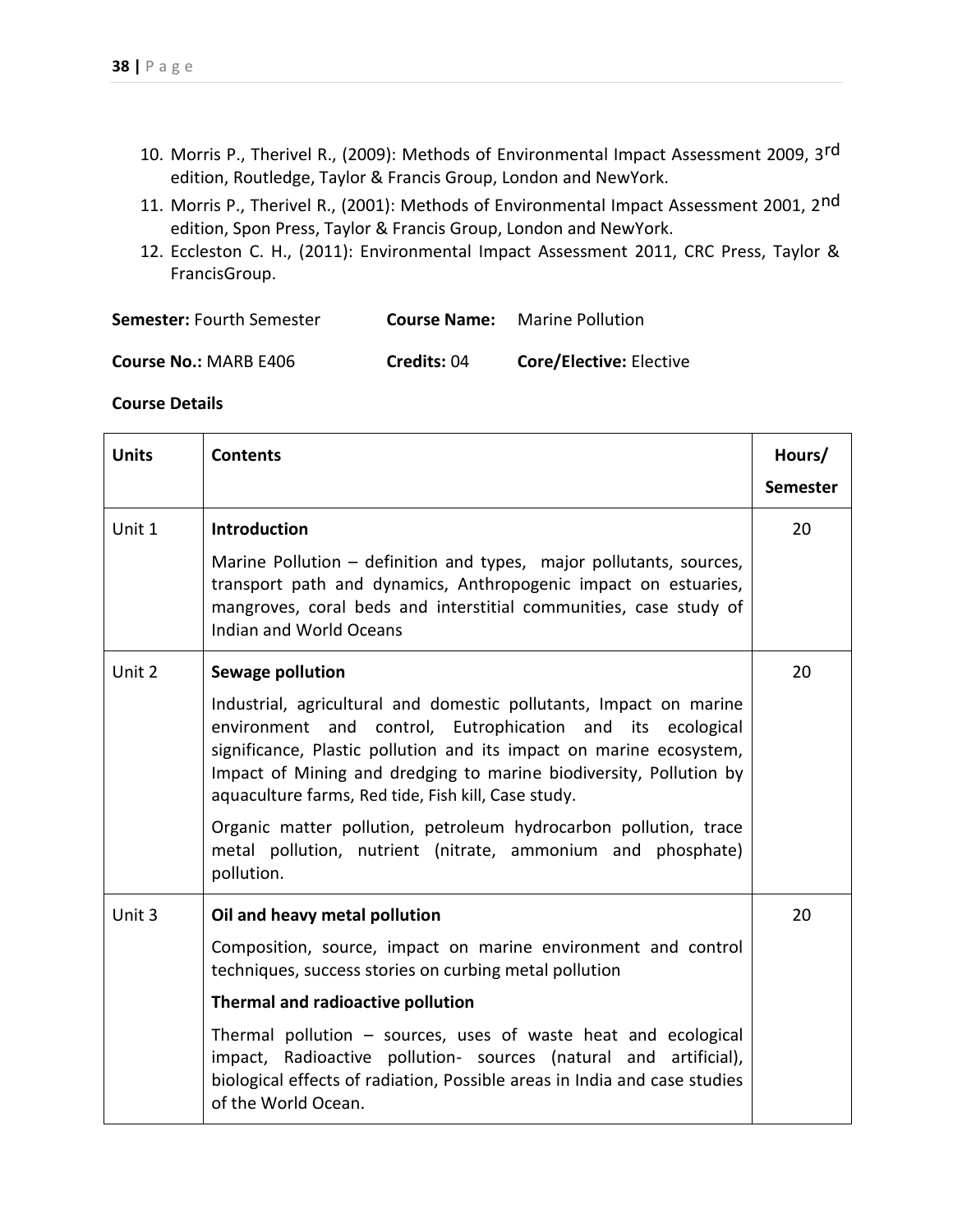10. Morris P., Therivel R., (2009): Methods of Environmental Impact Assessment 2009, 3rd edition, Routledge, Taylor & Francis Group, London and NewYork.
11. Morris P., Therivel R., (2001): Methods of Environmental Impact Assessment 2001, 2nd edition, Spon Press, Taylor & Francis Group, London and NewYork.
12. Eccleston C. H., (2011): Environmental Impact Assessment 2011, CRC Press, Taylor & FrancisGroup.

**Semester:** Fourth Semester **Course Name:** Marine Pollution

**Course No.:** MARB E406 **Credits:** 04 **Core/Elective:** Elective

**Course Details**

| **Units** | **Contents** | **Hours/ Semester** |
|---|---|---|
| Unit 1 | **Introduction**<br>Marine Pollution – definition and types, major pollutants, sources, transport path and dynamics, Anthropogenic impact on estuaries, mangroves, coral beds and interstitial communities, case study of Indian and World Oceans | 20 |
| Unit 2 | **Sewage pollution**<br>Industrial, agricultural and domestic pollutants, Impact on marine environment and control, Eutrophication and its ecological significance, Plastic pollution and its impact on marine ecosystem, Impact of Mining and dredging to marine biodiversity, Pollution by aquaculture farms, Red tide, Fish kill, Case study.<br>Organic matter pollution, petroleum hydrocarbon pollution, trace metal pollution, nutrient (nitrate, ammonium and phosphate) pollution. | 20 |
| Unit 3 | **Oil and heavy metal pollution**<br>Composition, source, impact on marine environment and control techniques, success stories on curbing metal pollution<br>**Thermal and radioactive pollution**<br>Thermal pollution – sources, uses of waste heat and ecological impact, Radioactive pollution- sources (natural and artificial), biological effects of radiation, Possible areas in India and case studies of the World Ocean. | 20 |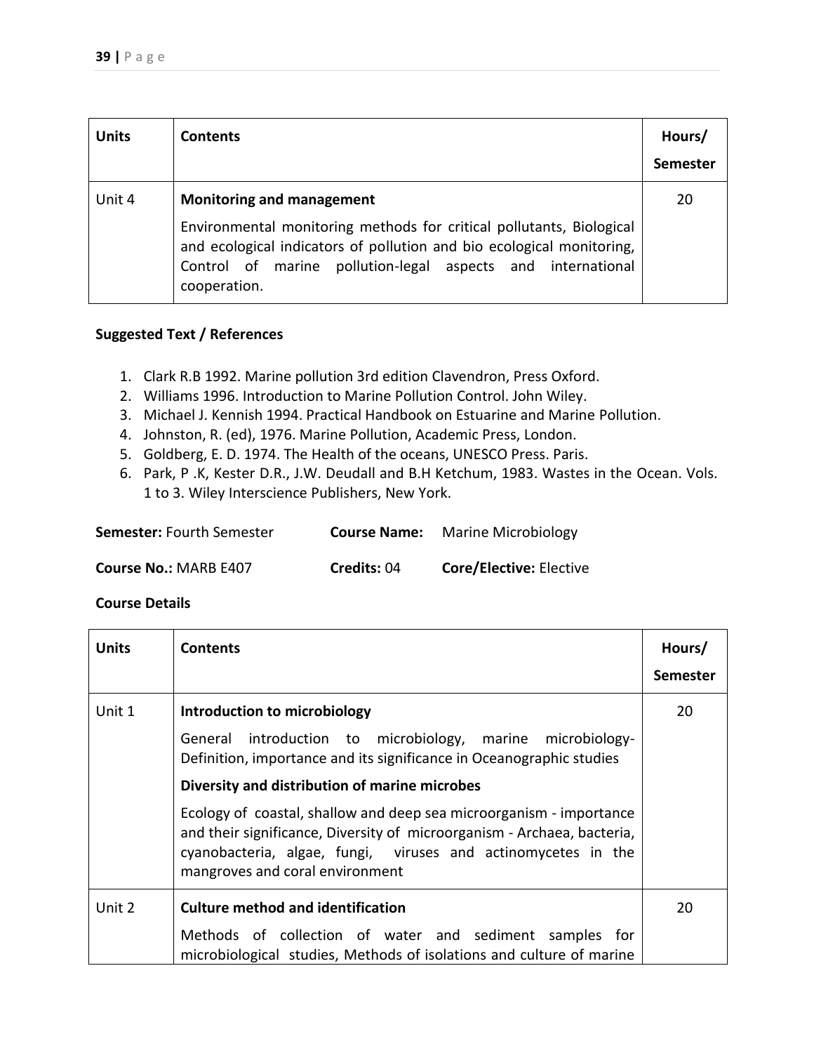| Units | Contents | Hours/ Semester |
|---|---|---|
| Unit 4 | **Monitoring and management**<br>Environmental monitoring methods for critical pollutants, Biological and ecological indicators of pollution and bio ecological monitoring, Control of marine pollution-legal aspects and international cooperation. | 20 |

**Suggested Text / References**

1. Clark R.B 1992. Marine pollution 3rd edition Clavendron, Press Oxford.
2. Williams 1996. Introduction to Marine Pollution Control. John Wiley.
3. Michael J. Kennish 1994. Practical Handbook on Estuarine and Marine Pollution.
4. Johnston, R. (ed), 1976. Marine Pollution, Academic Press, London.
5. Goldberg, E. D. 1974. The Health of the oceans, UNESCO Press. Paris.
6. Park, P .K, Kester D.R., J.W. Deudall and B.H Ketchum, 1983. Wastes in the Ocean. Vols. 1 to 3. Wiley Interscience Publishers, New York.

**Semester:** Fourth Semester **Course Name:** Marine Microbiology

**Course No.:** MARB E407 **Credits:** 04 **Core/Elective:** Elective

**Course Details**

| Units | Contents | Hours/ Semester |
|---|---|---|
| Unit 1 | **Introduction to microbiology**<br>General introduction to microbiology, marine microbiology- Definition, importance and its significance in Oceanographic studies<br>**Diversity and distribution of marine microbes**<br>Ecology of coastal, shallow and deep sea microorganism - importance and their significance, Diversity of microorganism - Archaea, bacteria, cyanobacteria, algae, fungi, viruses and actinomycetes in the mangroves and coral environment | 20 |
| Unit 2 | **Culture method and identification**<br>Methods of collection of water and sediment samples for microbiological studies, Methods of isolations and culture of marine | 20 |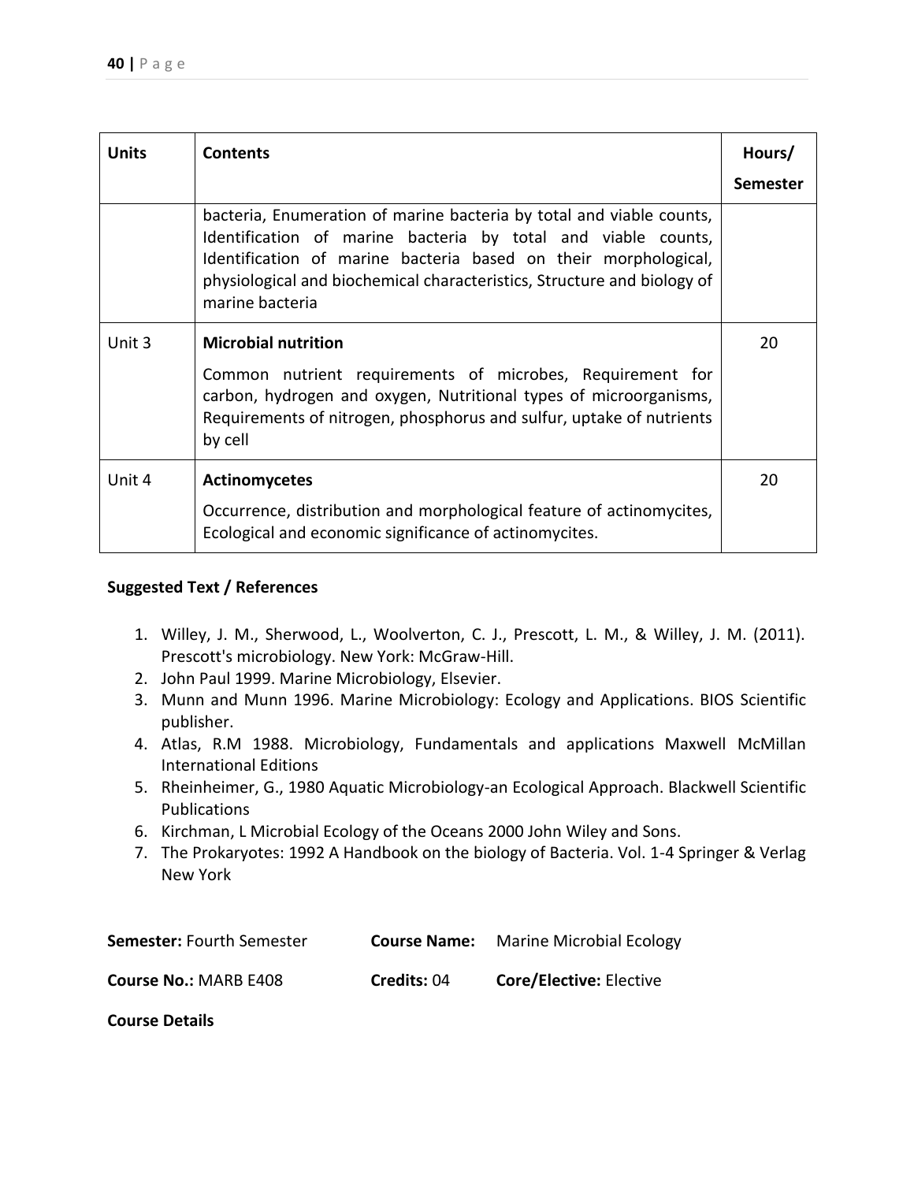| Units | Contents | Hours/ Semester |
|---|---|---|
| | bacteria, Enumeration of marine bacteria by total and viable counts, Identification of marine bacteria by total and viable counts, Identification of marine bacteria based on their morphological, physiological and biochemical characteristics, Structure and biology of marine bacteria | |
| Unit 3 | **Microbial nutrition**<br><br>Common nutrient requirements of microbes, Requirement for carbon, hydrogen and oxygen, Nutritional types of microorganisms, Requirements of nitrogen, phosphorus and sulfur, uptake of nutrients by cell | 20 |
| Unit 4 | **Actinomycetes**<br><br>Occurrence, distribution and morphological feature of actinomycites, Ecological and economic significance of actinomycites. | 20 |

**Suggested Text / References**

1. Willey, J. M., Sherwood, L., Woolverton, C. J., Prescott, L. M., & Willey, J. M. (2011). Prescott's microbiology. New York: McGraw-Hill.
2. John Paul 1999. Marine Microbiology, Elsevier.
3. Munn and Munn 1996. Marine Microbiology: Ecology and Applications. BIOS Scientific publisher.
4. Atlas, R.M 1988. Microbiology, Fundamentals and applications Maxwell McMillan International Editions
5. Rheinheimer, G., 1980 Aquatic Microbiology-an Ecological Approach. Blackwell Scientific Publications
6. Kirchman, L Microbial Ecology of the Oceans 2000 John Wiley and Sons.
7. The Prokaryotes: 1992 A Handbook on the biology of Bacteria. Vol. 1-4 Springer & Verlag New York

**Semester:** Fourth Semester **Course Name:** Marine Microbial Ecology

**Course No.:** MARB E408 **Credits:** 04 **Core/Elective:** Elective

**Course Details**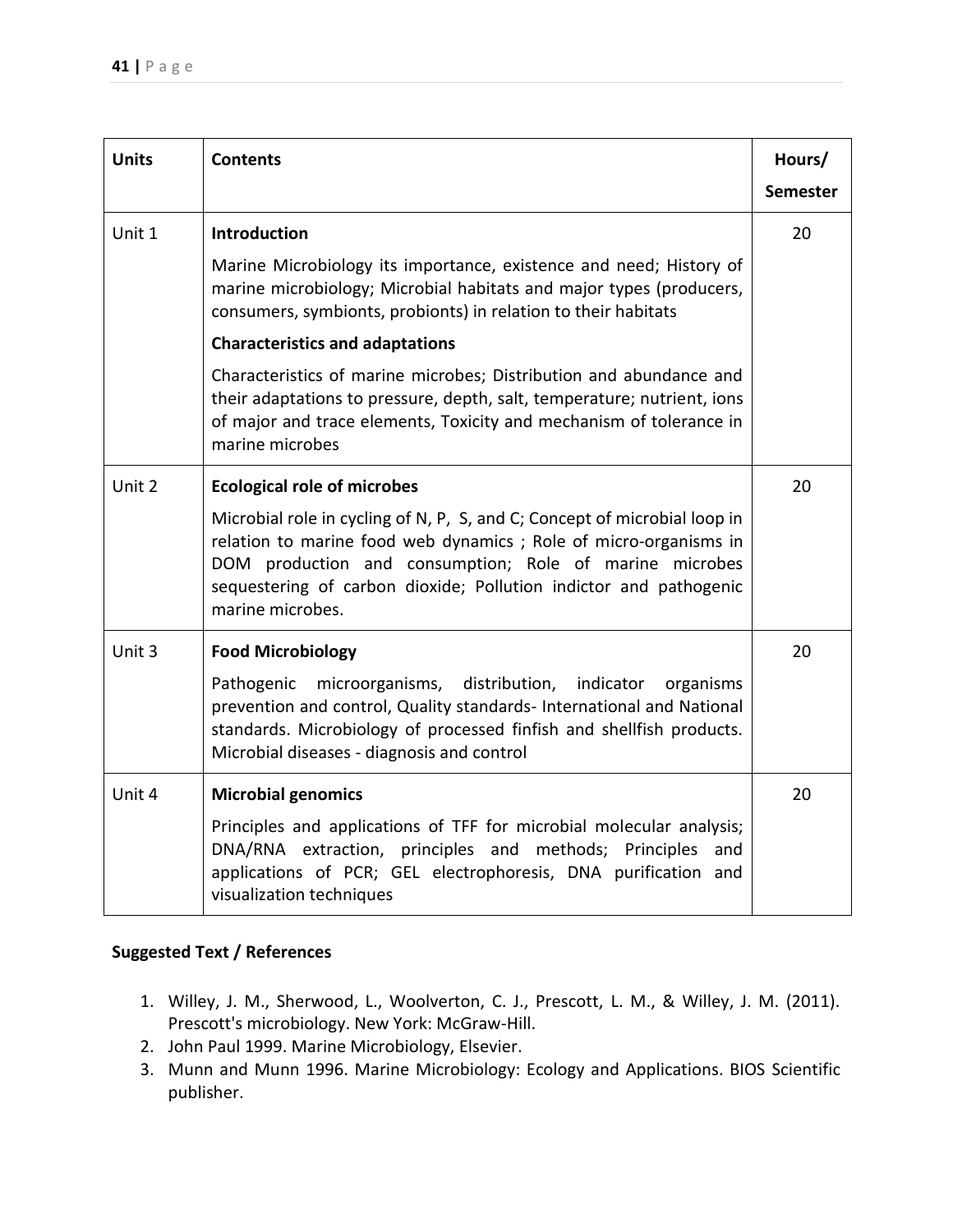| Units | Contents | Hours/ Semester |
|---|---|---|
| Unit 1 | **Introduction**<br>Marine Microbiology its importance, existence and need; History of marine microbiology; Microbial habitats and major types (producers, consumers, symbionts, probionts) in relation to their habitats<br>**Characteristics and adaptations**<br>Characteristics of marine microbes; Distribution and abundance and their adaptations to pressure, depth, salt, temperature; nutrient, ions of major and trace elements, Toxicity and mechanism of tolerance in marine microbes | 20 |
| Unit 2 | **Ecological role of microbes**<br>Microbial role in cycling of N, P, S, and C; Concept of microbial loop in relation to marine food web dynamics ; Role of micro-organisms in DOM production and consumption; Role of marine microbes sequestering of carbon dioxide; Pollution indictor and pathogenic marine microbes. | 20 |
| Unit 3 | **Food Microbiology**<br>Pathogenic microorganisms, distribution, indicator organisms prevention and control, Quality standards- International and National standards. Microbiology of processed finfish and shellfish products. Microbial diseases - diagnosis and control | 20 |
| Unit 4 | **Microbial genomics**<br>Principles and applications of TFF for microbial molecular analysis; DNA/RNA extraction, principles and methods; Principles and applications of PCR; GEL electrophoresis, DNA purification and visualization techniques | 20 |

**Suggested Text / References**

1. Willey, J. M., Sherwood, L., Woolverton, C. J., Prescott, L. M., & Willey, J. M. (2011). Prescott's microbiology. New York: McGraw-Hill.
2. John Paul 1999. Marine Microbiology, Elsevier.
3. Munn and Munn 1996. Marine Microbiology: Ecology and Applications. BIOS Scientific publisher.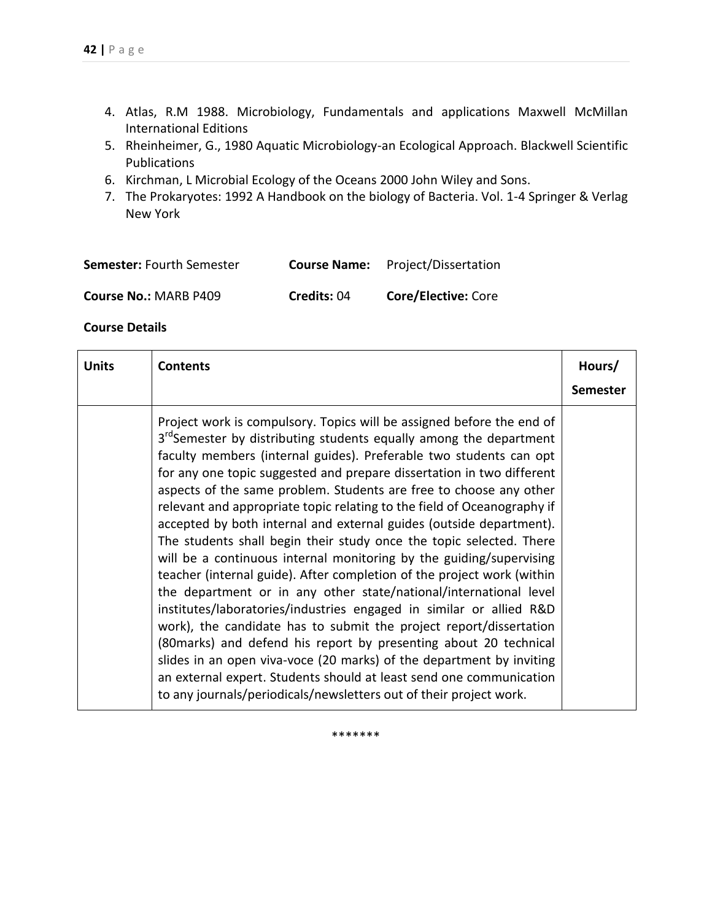4. Atlas, R.M 1988. Microbiology, Fundamentals and applications Maxwell McMillan International Editions
5. Rheinheimer, G., 1980 Aquatic Microbiology-an Ecological Approach. Blackwell Scientific Publications
6. Kirchman, L Microbial Ecology of the Oceans 2000 John Wiley and Sons.
7. The Prokaryotes: 1992 A Handbook on the biology of Bacteria. Vol. 1-4 Springer & Verlag New York

**Semester:** Fourth Semester **Course Name:** Project/Dissertation

**Course No.:** MARB P409 **Credits:** 04 **Core/Elective:** Core

**Course Details**

| Units | Contents | Hours/ Semester |
|---|---|---|
| | Project work is compulsory. Topics will be assigned before the end of 3rd Semester by distributing students equally among the department faculty members (internal guides). Preferable two students can opt for any one topic suggested and prepare dissertation in two different aspects of the same problem. Students are free to choose any other relevant and appropriate topic relating to the field of Oceanography if accepted by both internal and external guides (outside department). The students shall begin their study once the topic selected. There will be a continuous internal monitoring by the guiding/supervising teacher (internal guide). After completion of the project work (within the department or in any other state/national/international level institutes/laboratories/industries engaged in similar or allied R&D work), the candidate has to submit the project report/dissertation (80marks) and defend his report by presenting about 20 technical slides in an open viva-voce (20 marks) of the department by inviting an external expert. Students should at least send one communication to any journals/periodicals/newsletters out of their project work. | |

*******